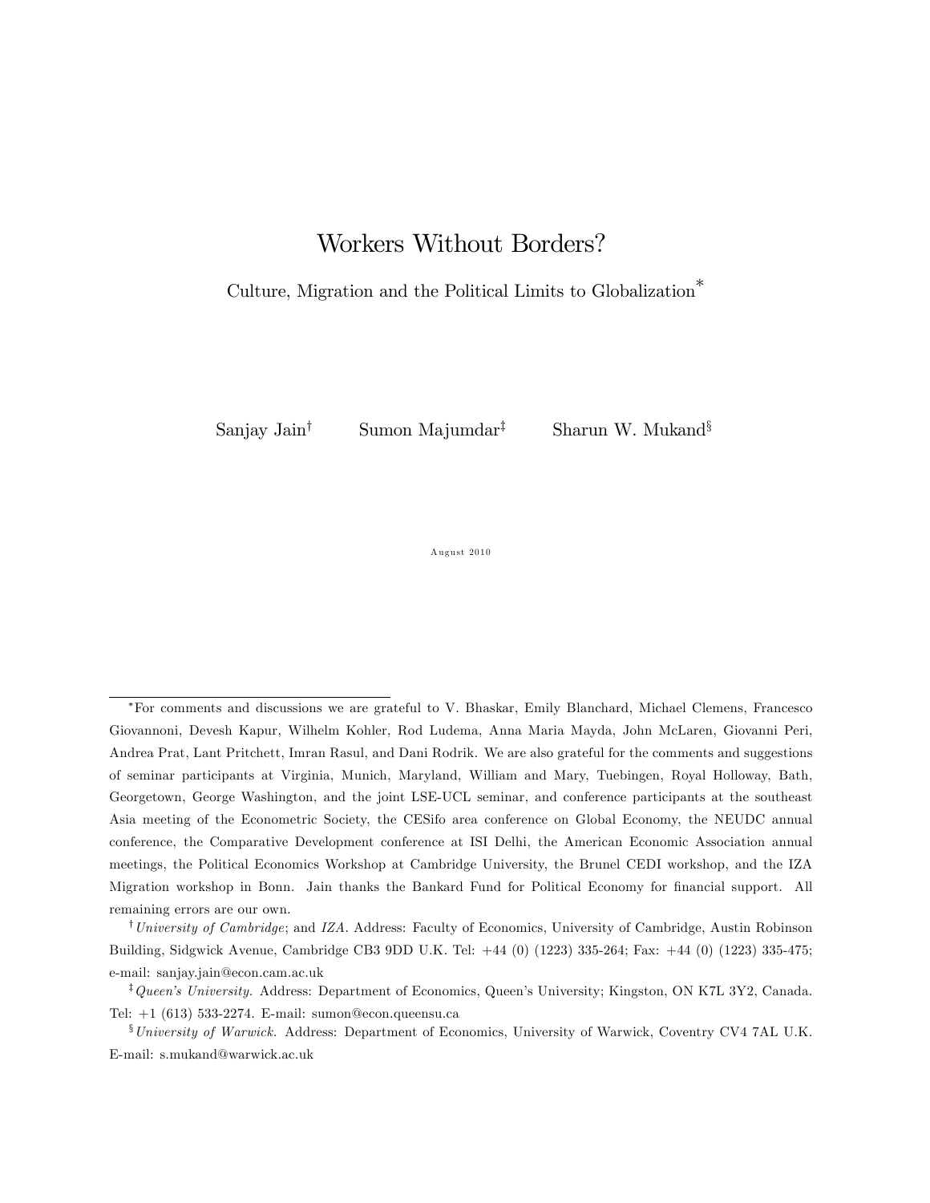# Workers Without Borders?

Culture, Migration and the Political Limits to Globalization[*]

Sanjay Jain[†] Sumon Majumdar[‡] Sharun W. Mukand[§]

August 2010

---

[*]For comments and discussions we are grateful to V. Bhaskar, Emily Blanchard, Michael Clemens, Francesco Giovannoni, Devesh Kapur, Wilhelm Kohler, Rod Ludema, Anna Maria Mayda, John McLaren, Giovanni Peri, Andrea Prat, Lant Pritchett, Imran Rasul, and Dani Rodrik. We are also grateful for the comments and suggestions of seminar participants at Virginia, Munich, Maryland, William and Mary, Tuebingen, Royal Holloway, Bath, Georgetown, George Washington, and the joint LSE-UCL seminar, and conference participants at the southeast Asia meeting of the Econometric Society, the CESifo area conference on Global Economy, the NEUDC annual conference, the Comparative Development conference at ISI Delhi, the American Economic Association annual meetings, the Political Economics Workshop at Cambridge University, the Brunel CEDI workshop, and the IZA Migration workshop in Bonn. Jain thanks the Bankard Fund for Political Economy for financial support. All remaining errors are our own.

[†]*University of Cambridge*; and *IZA*. Address: Faculty of Economics, University of Cambridge, Austin Robinson Building, Sidgwick Avenue, Cambridge CB3 9DD U.K. Tel: +44 (0) (1223) 335-264; Fax: +44 (0) (1223) 335-475; e-mail: sanjay.jain@econ.cam.ac.uk

[‡]*Queen's University.* Address: Department of Economics, Queen's University; Kingston, ON K7L 3Y2, Canada. Tel: +1 (613) 533-2274. E-mail: sumon@econ.queensu.ca

[§]*University of Warwick.* Address: Department of Economics, University of Warwick, Coventry CV4 7AL U.K. E-mail: s.mukand@warwick.ac.uk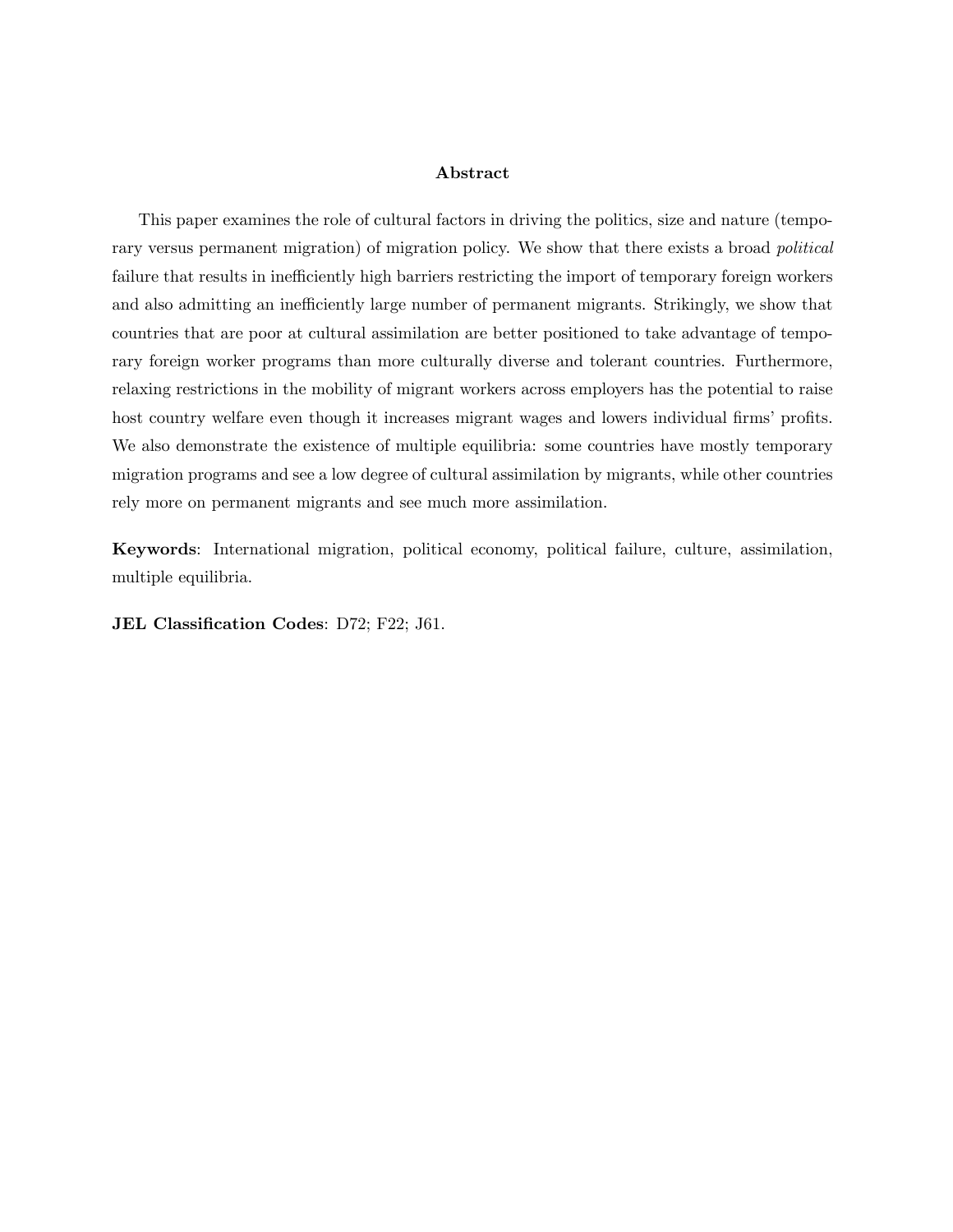## Abstract

This paper examines the role of cultural factors in driving the politics, size and nature (temporary versus permanent migration) of migration policy. We show that there exists a broad *political* failure that results in inefficiently high barriers restricting the import of temporary foreign workers and also admitting an inefficiently large number of permanent migrants. Strikingly, we show that countries that are poor at cultural assimilation are better positioned to take advantage of temporary foreign worker programs than more culturally diverse and tolerant countries. Furthermore, relaxing restrictions in the mobility of migrant workers across employers has the potential to raise host country welfare even though it increases migrant wages and lowers individual firms' profits. We also demonstrate the existence of multiple equilibria: some countries have mostly temporary migration programs and see a low degree of cultural assimilation by migrants, while other countries rely more on permanent migrants and see much more assimilation.

**Keywords**: International migration, political economy, political failure, culture, assimilation, multiple equilibria.

**JEL Classification Codes**: D72; F22; J61.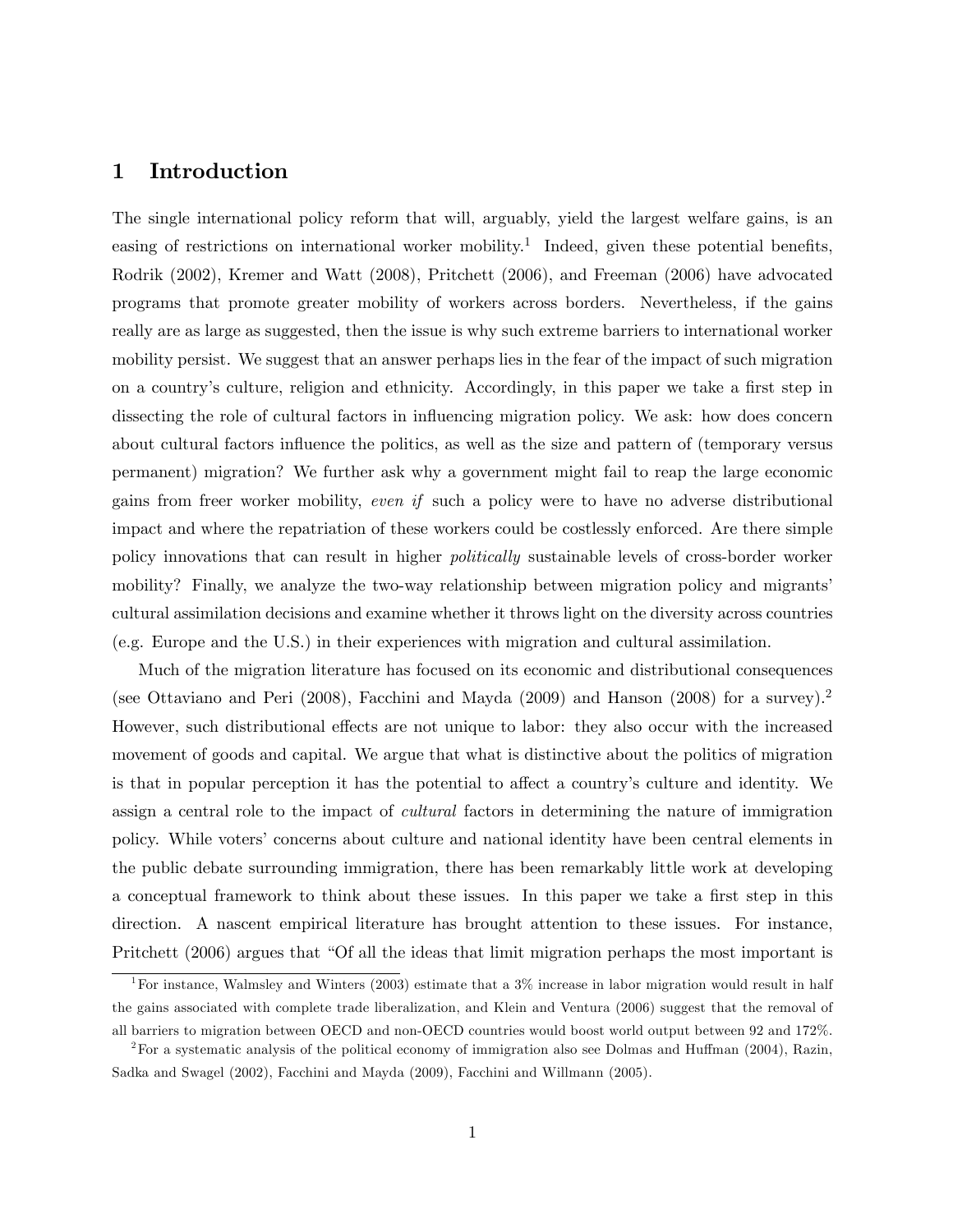# 1 Introduction

The single international policy reform that will, arguably, yield the largest welfare gains, is an easing of restrictions on international worker mobility.[1] Indeed, given these potential benefits, Rodrik (2002), Kremer and Watt (2008), Pritchett (2006), and Freeman (2006) have advocated programs that promote greater mobility of workers across borders. Nevertheless, if the gains really are as large as suggested, then the issue is why such extreme barriers to international worker mobility persist. We suggest that an answer perhaps lies in the fear of the impact of such migration on a country's culture, religion and ethnicity. Accordingly, in this paper we take a first step in dissecting the role of cultural factors in influencing migration policy. We ask: how does concern about cultural factors influence the politics, as well as the size and pattern of (temporary versus permanent) migration? We further ask why a government might fail to reap the large economic gains from freer worker mobility, *even if* such a policy were to have no adverse distributional impact and where the repatriation of these workers could be costlessly enforced. Are there simple policy innovations that can result in higher *politically* sustainable levels of cross-border worker mobility? Finally, we analyze the two-way relationship between migration policy and migrants' cultural assimilation decisions and examine whether it throws light on the diversity across countries (e.g. Europe and the U.S.) in their experiences with migration and cultural assimilation.

Much of the migration literature has focused on its economic and distributional consequences (see Ottaviano and Peri (2008), Facchini and Mayda (2009) and Hanson (2008) for a survey).[2] However, such distributional effects are not unique to labor: they also occur with the increased movement of goods and capital. We argue that what is distinctive about the politics of migration is that in popular perception it has the potential to affect a country's culture and identity. We assign a central role to the impact of *cultural* factors in determining the nature of immigration policy. While voters' concerns about culture and national identity have been central elements in the public debate surrounding immigration, there has been remarkably little work at developing a conceptual framework to think about these issues. In this paper we take a first step in this direction. A nascent empirical literature has brought attention to these issues. For instance, Pritchett (2006) argues that "Of all the ideas that limit migration perhaps the most important is

[1] For instance, Walmsley and Winters (2003) estimate that a 3% increase in labor migration would result in half the gains associated with complete trade liberalization, and Klein and Ventura (2006) suggest that the removal of all barriers to migration between OECD and non-OECD countries would boost world output between 92 and 172%.

[2] For a systematic analysis of the political economy of immigration also see Dolmas and Huffman (2004), Razin, Sadka and Swagel (2002), Facchini and Mayda (2009), Facchini and Willmann (2005).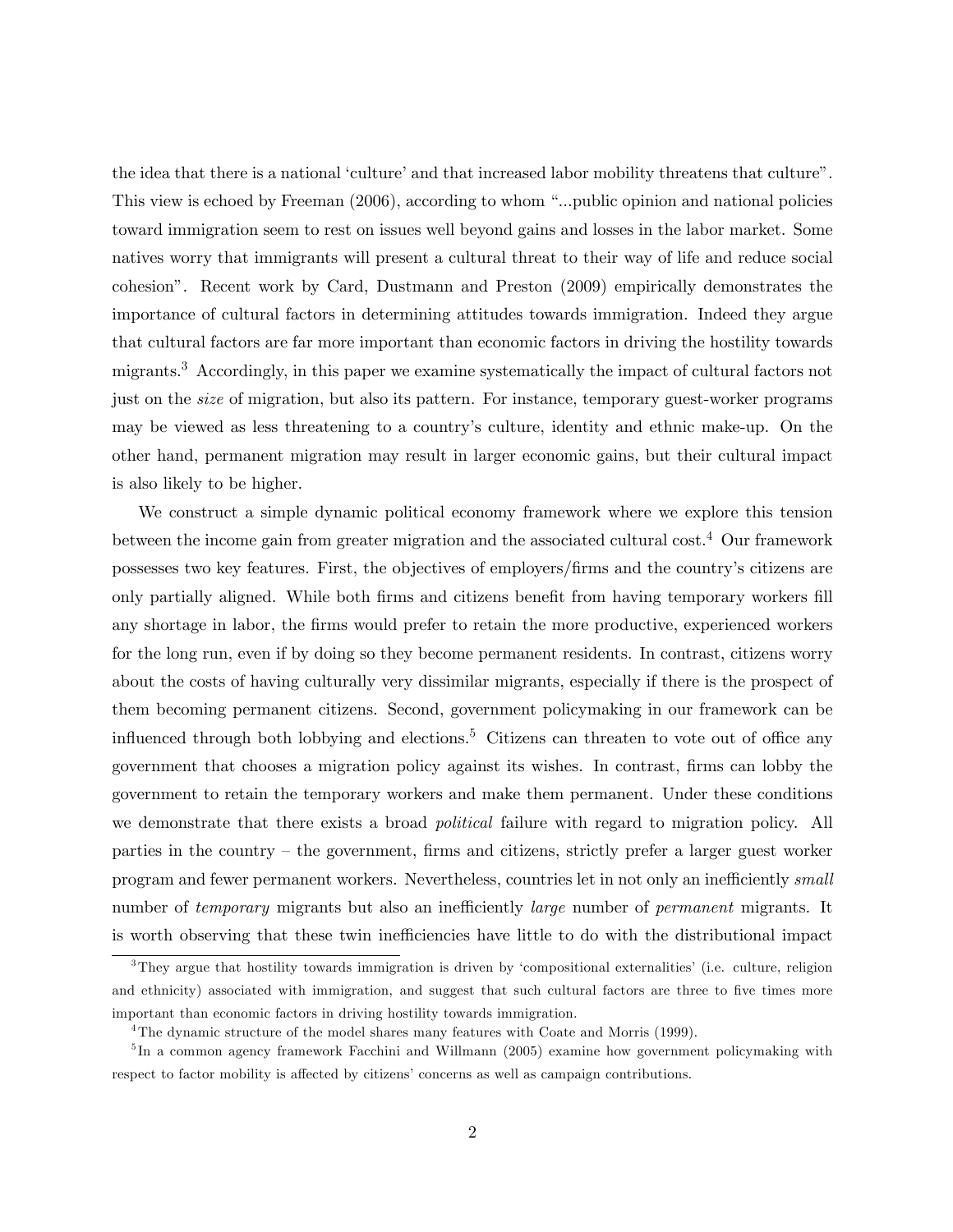the idea that there is a national 'culture' and that increased labor mobility threatens that culture". This view is echoed by Freeman (2006), according to whom "...public opinion and national policies toward immigration seem to rest on issues well beyond gains and losses in the labor market. Some natives worry that immigrants will present a cultural threat to their way of life and reduce social cohesion". Recent work by Card, Dustmann and Preston (2009) empirically demonstrates the importance of cultural factors in determining attitudes towards immigration. Indeed they argue that cultural factors are far more important than economic factors in driving the hostility towards migrants.[3] Accordingly, in this paper we examine systematically the impact of cultural factors not just on the *size* of migration, but also its pattern. For instance, temporary guest-worker programs may be viewed as less threatening to a country's culture, identity and ethnic make-up. On the other hand, permanent migration may result in larger economic gains, but their cultural impact is also likely to be higher.

We construct a simple dynamic political economy framework where we explore this tension between the income gain from greater migration and the associated cultural cost.[4] Our framework possesses two key features. First, the objectives of employers/firms and the country's citizens are only partially aligned. While both firms and citizens benefit from having temporary workers fill any shortage in labor, the firms would prefer to retain the more productive, experienced workers for the long run, even if by doing so they become permanent residents. In contrast, citizens worry about the costs of having culturally very dissimilar migrants, especially if there is the prospect of them becoming permanent citizens. Second, government policymaking in our framework can be influenced through both lobbying and elections.[5] Citizens can threaten to vote out of office any government that chooses a migration policy against its wishes. In contrast, firms can lobby the government to retain the temporary workers and make them permanent. Under these conditions we demonstrate that there exists a broad *political* failure with regard to migration policy. All parties in the country – the government, firms and citizens, strictly prefer a larger guest worker program and fewer permanent workers. Nevertheless, countries let in not only an inefficiently *small* number of *temporary* migrants but also an inefficiently *large* number of *permanent* migrants. It is worth observing that these twin inefficiencies have little to do with the distributional impact

[3] They argue that hostility towards immigration is driven by 'compositional externalities' (i.e. culture, religion and ethnicity) associated with immigration, and suggest that such cultural factors are three to five times more important than economic factors in driving hostility towards immigration.

[4] The dynamic structure of the model shares many features with Coate and Morris (1999).

[5] In a common agency framework Facchini and Willmann (2005) examine how government policymaking with respect to factor mobility is affected by citizens' concerns as well as campaign contributions.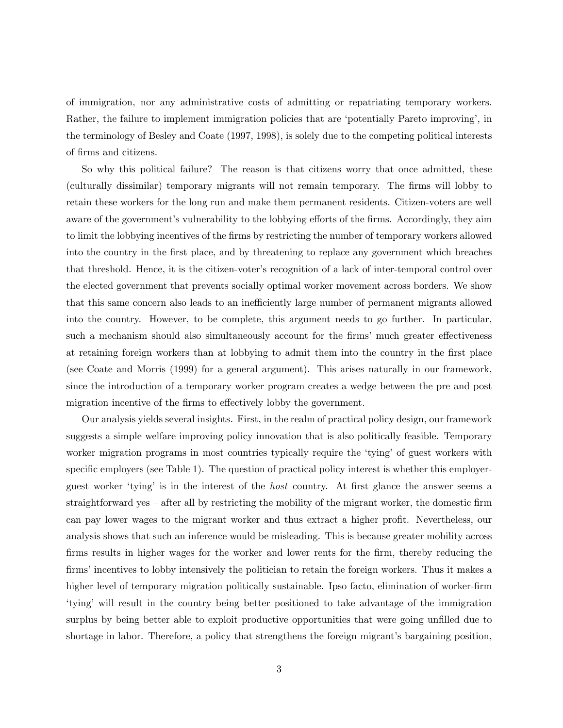of immigration, nor any administrative costs of admitting or repatriating temporary workers. Rather, the failure to implement immigration policies that are 'potentially Pareto improving', in the terminology of Besley and Coate (1997, 1998), is solely due to the competing political interests of firms and citizens.

So why this political failure? The reason is that citizens worry that once admitted, these (culturally dissimilar) temporary migrants will not remain temporary. The firms will lobby to retain these workers for the long run and make them permanent residents. Citizen-voters are well aware of the government's vulnerability to the lobbying efforts of the firms. Accordingly, they aim to limit the lobbying incentives of the firms by restricting the number of temporary workers allowed into the country in the first place, and by threatening to replace any government which breaches that threshold. Hence, it is the citizen-voter's recognition of a lack of inter-temporal control over the elected government that prevents socially optimal worker movement across borders. We show that this same concern also leads to an inefficiently large number of permanent migrants allowed into the country. However, to be complete, this argument needs to go further. In particular, such a mechanism should also simultaneously account for the firms' much greater effectiveness at retaining foreign workers than at lobbying to admit them into the country in the first place (see Coate and Morris (1999) for a general argument). This arises naturally in our framework, since the introduction of a temporary worker program creates a wedge between the pre and post migration incentive of the firms to effectively lobby the government.

Our analysis yields several insights. First, in the realm of practical policy design, our framework suggests a simple welfare improving policy innovation that is also politically feasible. Temporary worker migration programs in most countries typically require the 'tying' of guest workers with specific employers (see Table 1). The question of practical policy interest is whether this employer-guest worker 'tying' is in the interest of the *host* country. At first glance the answer seems a straightforward yes – after all by restricting the mobility of the migrant worker, the domestic firm can pay lower wages to the migrant worker and thus extract a higher profit. Nevertheless, our analysis shows that such an inference would be misleading. This is because greater mobility across firms results in higher wages for the worker and lower rents for the firm, thereby reducing the firms' incentives to lobby intensively the politician to retain the foreign workers. Thus it makes a higher level of temporary migration politically sustainable. Ipso facto, elimination of worker-firm 'tying' will result in the country being better positioned to take advantage of the immigration surplus by being better able to exploit productive opportunities that were going unfilled due to shortage in labor. Therefore, a policy that strengthens the foreign migrant's bargaining position,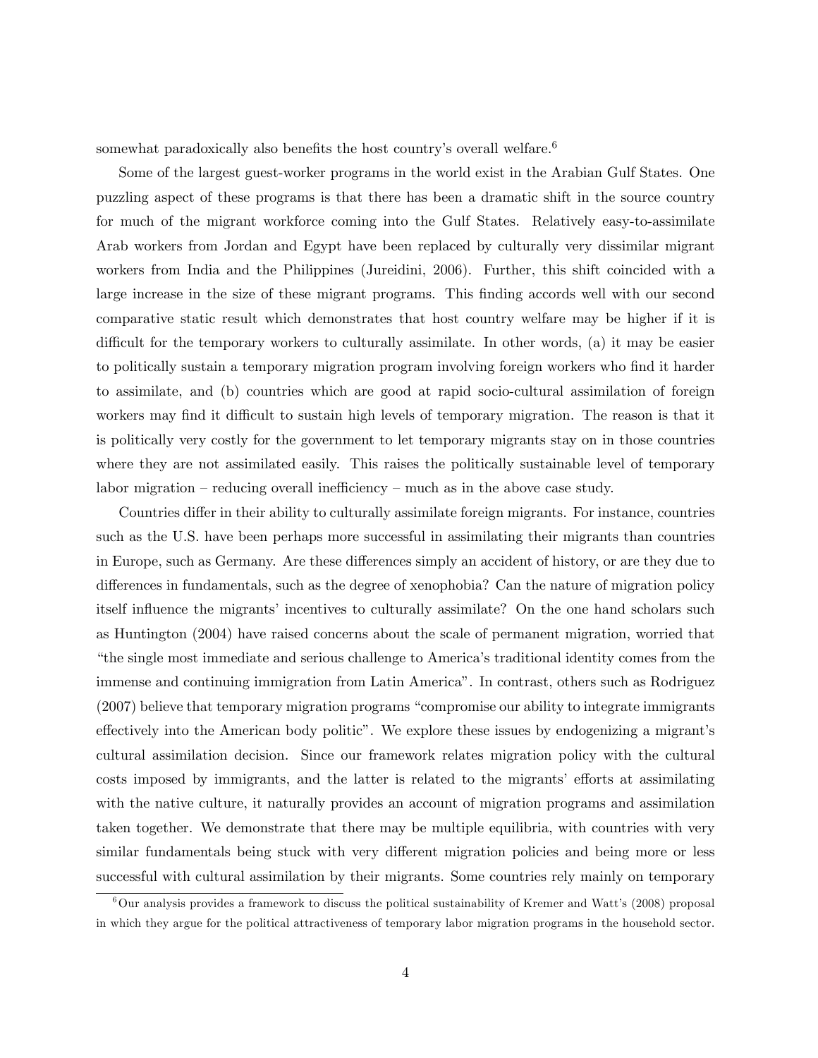somewhat paradoxically also benefits the host country's overall welfare.[6]

Some of the largest guest-worker programs in the world exist in the Arabian Gulf States. One puzzling aspect of these programs is that there has been a dramatic shift in the source country for much of the migrant workforce coming into the Gulf States. Relatively easy-to-assimilate Arab workers from Jordan and Egypt have been replaced by culturally very dissimilar migrant workers from India and the Philippines (Jureidini, 2006). Further, this shift coincided with a large increase in the size of these migrant programs. This finding accords well with our second comparative static result which demonstrates that host country welfare may be higher if it is difficult for the temporary workers to culturally assimilate. In other words, (a) it may be easier to politically sustain a temporary migration program involving foreign workers who find it harder to assimilate, and (b) countries which are good at rapid socio-cultural assimilation of foreign workers may find it difficult to sustain high levels of temporary migration. The reason is that it is politically very costly for the government to let temporary migrants stay on in those countries where they are not assimilated easily. This raises the politically sustainable level of temporary labor migration – reducing overall inefficiency – much as in the above case study.

Countries differ in their ability to culturally assimilate foreign migrants. For instance, countries such as the U.S. have been perhaps more successful in assimilating their migrants than countries in Europe, such as Germany. Are these differences simply an accident of history, or are they due to differences in fundamentals, such as the degree of xenophobia? Can the nature of migration policy itself influence the migrants' incentives to culturally assimilate? On the one hand scholars such as Huntington (2004) have raised concerns about the scale of permanent migration, worried that "the single most immediate and serious challenge to America's traditional identity comes from the immense and continuing immigration from Latin America". In contrast, others such as Rodriguez (2007) believe that temporary migration programs "compromise our ability to integrate immigrants effectively into the American body politic". We explore these issues by endogenizing a migrant's cultural assimilation decision. Since our framework relates migration policy with the cultural costs imposed by immigrants, and the latter is related to the migrants' efforts at assimilating with the native culture, it naturally provides an account of migration programs and assimilation taken together. We demonstrate that there may be multiple equilibria, with countries with very similar fundamentals being stuck with very different migration policies and being more or less successful with cultural assimilation by their migrants. Some countries rely mainly on temporary

[6] Our analysis provides a framework to discuss the political sustainability of Kremer and Watt's (2008) proposal in which they argue for the political attractiveness of temporary labor migration programs in the household sector.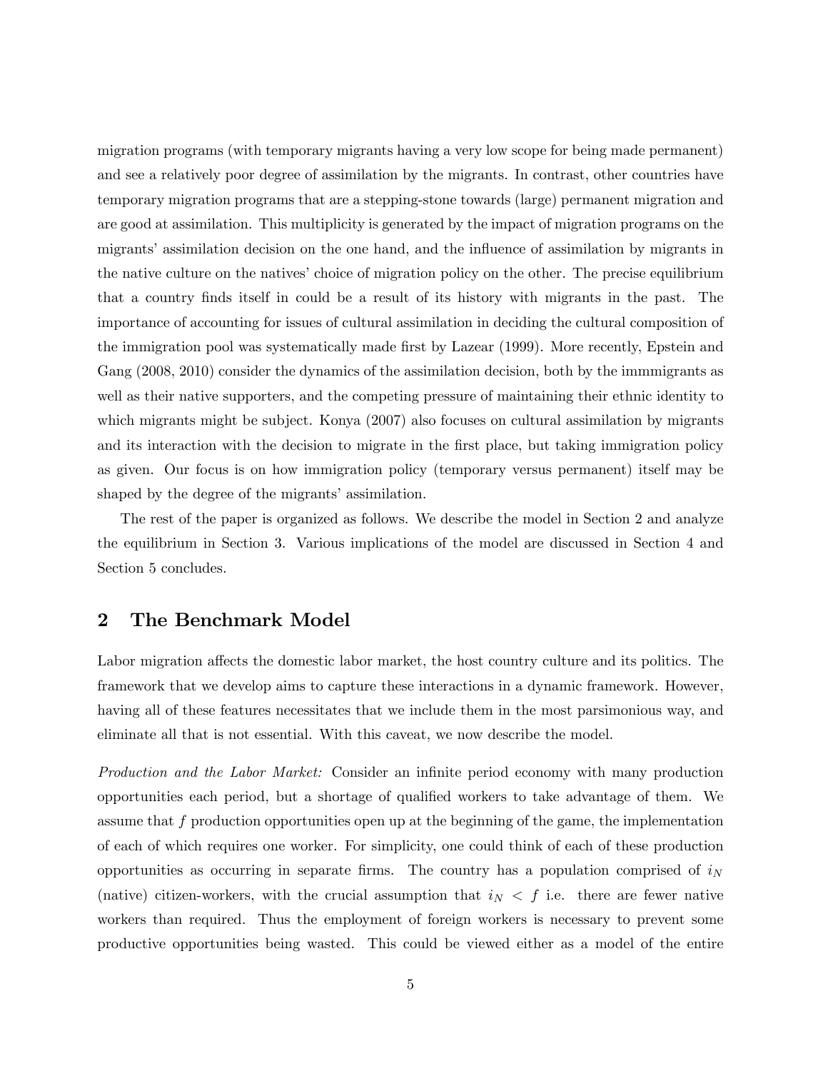migration programs (with temporary migrants having a very low scope for being made permanent) and see a relatively poor degree of assimilation by the migrants. In contrast, other countries have temporary migration programs that are a stepping-stone towards (large) permanent migration and are good at assimilation. This multiplicity is generated by the impact of migration programs on the migrants' assimilation decision on the one hand, and the influence of assimilation by migrants in the native culture on the natives' choice of migration policy on the other. The precise equilibrium that a country finds itself in could be a result of its history with migrants in the past. The importance of accounting for issues of cultural assimilation in deciding the cultural composition of the immigration pool was systematically made first by Lazear (1999). More recently, Epstein and Gang (2008, 2010) consider the dynamics of the assimilation decision, both by the immmigrants as well as their native supporters, and the competing pressure of maintaining their ethnic identity to which migrants might be subject. Konya (2007) also focuses on cultural assimilation by migrants and its interaction with the decision to migrate in the first place, but taking immigration policy as given. Our focus is on how immigration policy (temporary versus permanent) itself may be shaped by the degree of the migrants' assimilation.

The rest of the paper is organized as follows. We describe the model in Section 2 and analyze the equilibrium in Section 3. Various implications of the model are discussed in Section 4 and Section 5 concludes.

## 2 The Benchmark Model

Labor migration affects the domestic labor market, the host country culture and its politics. The framework that we develop aims to capture these interactions in a dynamic framework. However, having all of these features necessitates that we include them in the most parsimonious way, and eliminate all that is not essential. With this caveat, we now describe the model.

*Production and the Labor Market:* Consider an infinite period economy with many production opportunities each period, but a shortage of qualified workers to take advantage of them. We assume that $f$ production opportunities open up at the beginning of the game, the implementation of each of which requires one worker. For simplicity, one could think of each of these production opportunities as occurring in separate firms. The country has a population comprised of $i_N$ (native) citizen-workers, with the crucial assumption that $i_N < f$ i.e. there are fewer native workers than required. Thus the employment of foreign workers is necessary to prevent some productive opportunities being wasted. This could be viewed either as a model of the entire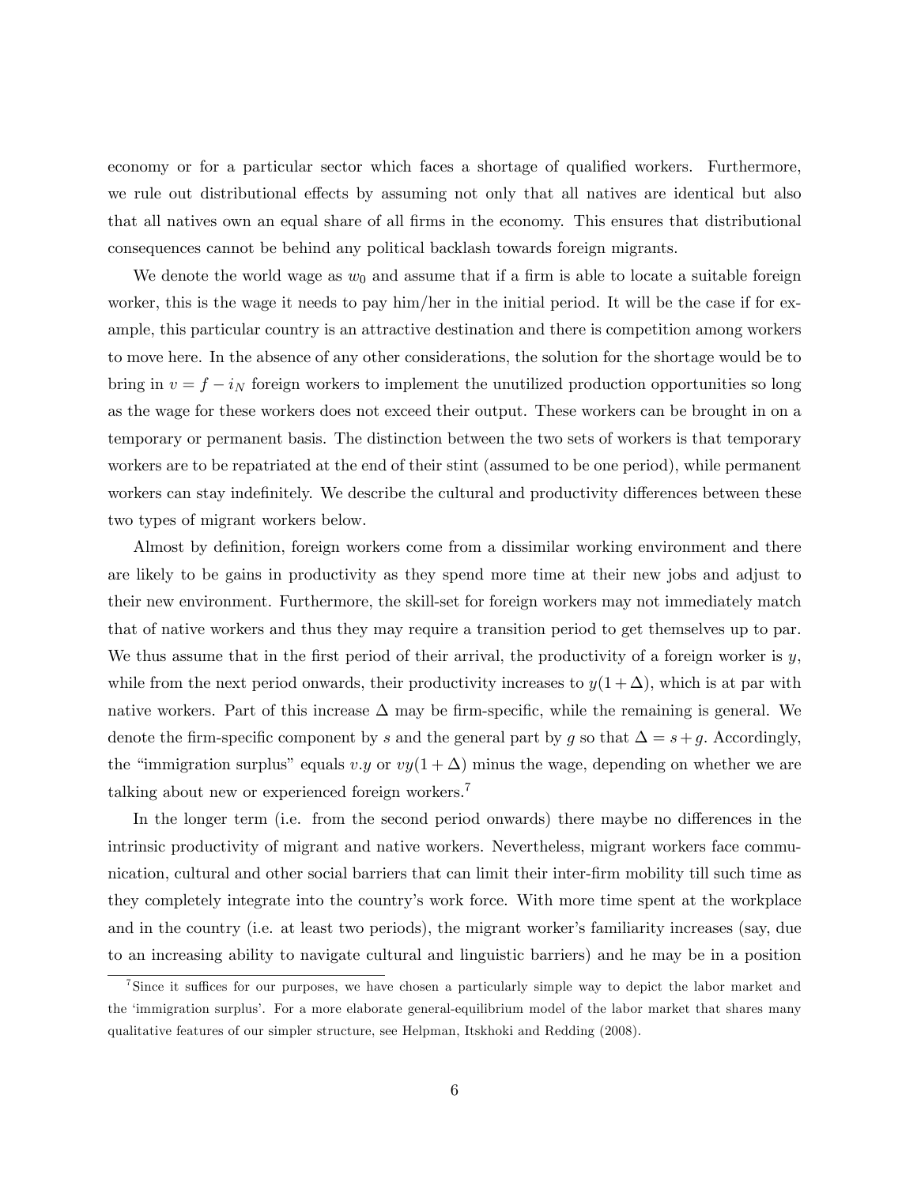economy or for a particular sector which faces a shortage of qualified workers. Furthermore, we rule out distributional effects by assuming not only that all natives are identical but also that all natives own an equal share of all firms in the economy. This ensures that distributional consequences cannot be behind any political backlash towards foreign migrants.

We denote the world wage as $w_0$ and assume that if a firm is able to locate a suitable foreign worker, this is the wage it needs to pay him/her in the initial period. It will be the case if for example, this particular country is an attractive destination and there is competition among workers to move here. In the absence of any other considerations, the solution for the shortage would be to bring in $v = f - i_N$ foreign workers to implement the unutilized production opportunities so long as the wage for these workers does not exceed their output. These workers can be brought in on a temporary or permanent basis. The distinction between the two sets of workers is that temporary workers are to be repatriated at the end of their stint (assumed to be one period), while permanent workers can stay indefinitely. We describe the cultural and productivity differences between these two types of migrant workers below.

Almost by definition, foreign workers come from a dissimilar working environment and there are likely to be gains in productivity as they spend more time at their new jobs and adjust to their new environment. Furthermore, the skill-set for foreign workers may not immediately match that of native workers and thus they may require a transition period to get themselves up to par. We thus assume that in the first period of their arrival, the productivity of a foreign worker is $y$, while from the next period onwards, their productivity increases to $y(1 + \Delta)$, which is at par with native workers. Part of this increase $\Delta$ may be firm-specific, while the remaining is general. We denote the firm-specific component by $s$ and the general part by $g$ so that $\Delta = s + g$. Accordingly, the "immigration surplus" equals $v.y$ or $vy(1 + \Delta)$ minus the wage, depending on whether we are talking about new or experienced foreign workers.[7]

In the longer term (i.e. from the second period onwards) there maybe no differences in the intrinsic productivity of migrant and native workers. Nevertheless, migrant workers face communication, cultural and other social barriers that can limit their inter-firm mobility till such time as they completely integrate into the country's work force. With more time spent at the workplace and in the country (i.e. at least two periods), the migrant worker's familiarity increases (say, due to an increasing ability to navigate cultural and linguistic barriers) and he may be in a position

[7] Since it suffices for our purposes, we have chosen a particularly simple way to depict the labor market and the 'immigration surplus'. For a more elaborate general-equilibrium model of the labor market that shares many qualitative features of our simpler structure, see Helpman, Itskhoki and Redding (2008).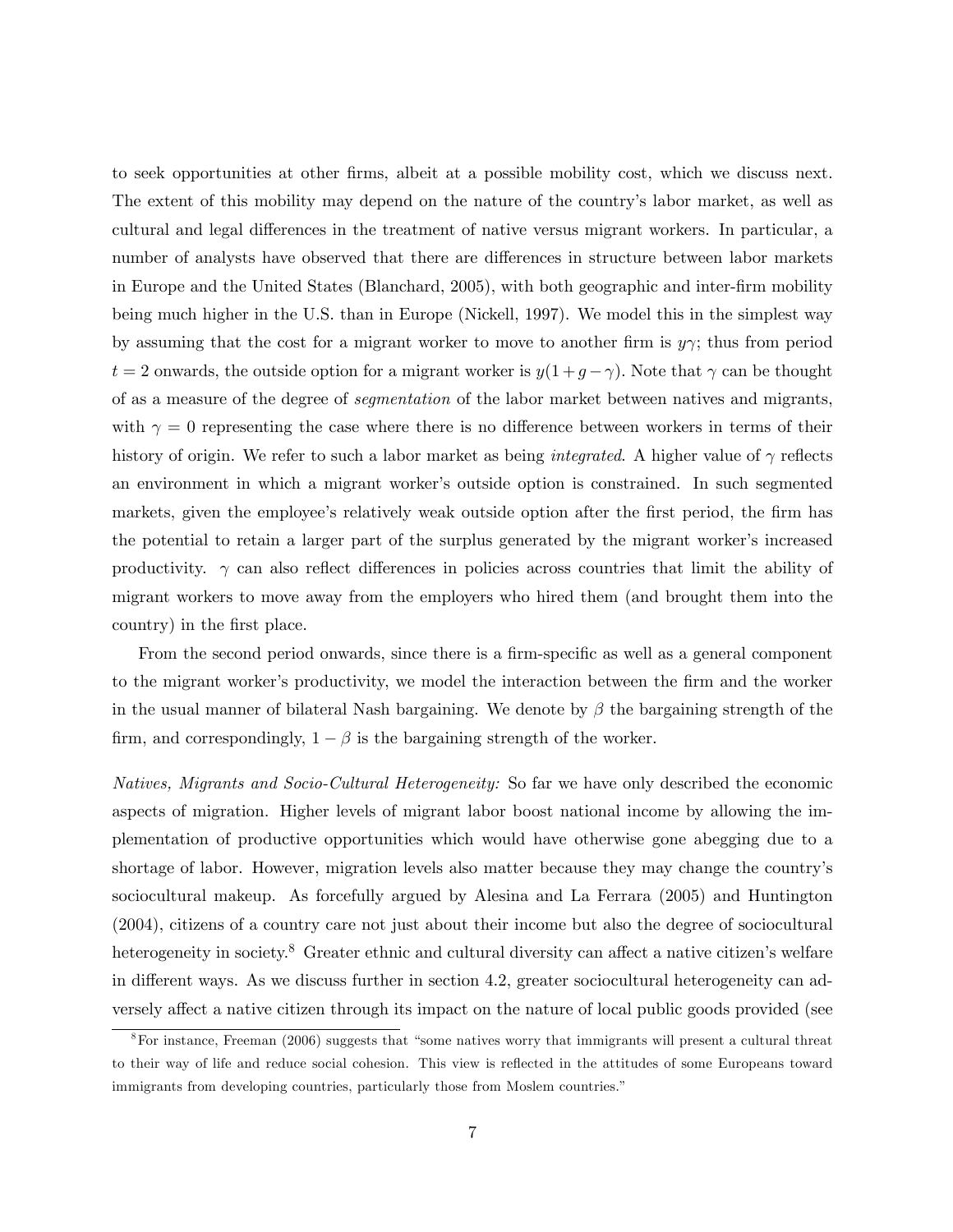to seek opportunities at other firms, albeit at a possible mobility cost, which we discuss next. The extent of this mobility may depend on the nature of the country's labor market, as well as cultural and legal differences in the treatment of native versus migrant workers. In particular, a number of analysts have observed that there are differences in structure between labor markets in Europe and the United States (Blanchard, 2005), with both geographic and inter-firm mobility being much higher in the U.S. than in Europe (Nickell, 1997). We model this in the simplest way by assuming that the cost for a migrant worker to move to another firm is $y\gamma$; thus from period $t = 2$ onwards, the outside option for a migrant worker is $y(1 + g - \gamma)$. Note that $\gamma$ can be thought of as a measure of the degree of *segmentation* of the labor market between natives and migrants, with $\gamma = 0$ representing the case where there is no difference between workers in terms of their history of origin. We refer to such a labor market as being *integrated*. A higher value of $\gamma$ reflects an environment in which a migrant worker's outside option is constrained. In such segmented markets, given the employee's relatively weak outside option after the first period, the firm has the potential to retain a larger part of the surplus generated by the migrant worker's increased productivity. $\gamma$ can also reflect differences in policies across countries that limit the ability of migrant workers to move away from the employers who hired them (and brought them into the country) in the first place.

From the second period onwards, since there is a firm-specific as well as a general component to the migrant worker's productivity, we model the interaction between the firm and the worker in the usual manner of bilateral Nash bargaining. We denote by $\beta$ the bargaining strength of the firm, and correspondingly, $1 - \beta$ is the bargaining strength of the worker.

*Natives, Migrants and Socio-Cultural Heterogeneity:* So far we have only described the economic aspects of migration. Higher levels of migrant labor boost national income by allowing the implementation of productive opportunities which would have otherwise gone abegging due to a shortage of labor. However, migration levels also matter because they may change the country's sociocultural makeup. As forcefully argued by Alesina and La Ferrara (2005) and Huntington (2004), citizens of a country care not just about their income but also the degree of sociocultural heterogeneity in society.[8] Greater ethnic and cultural diversity can affect a native citizen's welfare in different ways. As we discuss further in section 4.2, greater sociocultural heterogeneity can adversely affect a native citizen through its impact on the nature of local public goods provided (see

[8] For instance, Freeman (2006) suggests that "some natives worry that immigrants will present a cultural threat to their way of life and reduce social cohesion. This view is reflected in the attitudes of some Europeans toward immigrants from developing countries, particularly those from Moslem countries."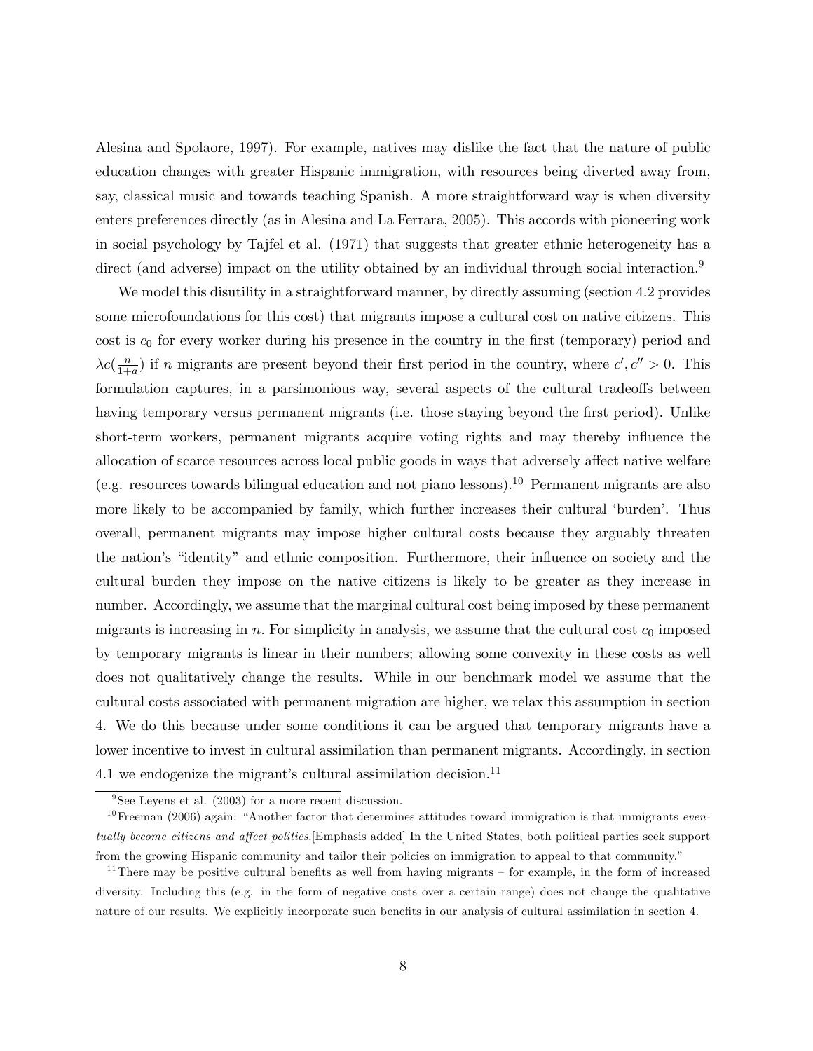Alesina and Spolaore, 1997). For example, natives may dislike the fact that the nature of public education changes with greater Hispanic immigration, with resources being diverted away from, say, classical music and towards teaching Spanish. A more straightforward way is when diversity enters preferences directly (as in Alesina and La Ferrara, 2005). This accords with pioneering work in social psychology by Tajfel et al. (1971) that suggests that greater ethnic heterogeneity has a direct (and adverse) impact on the utility obtained by an individual through social interaction.[9]

We model this disutility in a straightforward manner, by directly assuming (section 4.2 provides some microfoundations for this cost) that migrants impose a cultural cost on native citizens. This cost is $c_0$ for every worker during his presence in the country in the first (temporary) period and $\lambda c(\frac{n}{1+a})$ if $n$ migrants are present beyond their first period in the country, where $c', c'' > 0$. This formulation captures, in a parsimonious way, several aspects of the cultural tradeoffs between having temporary versus permanent migrants (i.e. those staying beyond the first period). Unlike short-term workers, permanent migrants acquire voting rights and may thereby influence the allocation of scarce resources across local public goods in ways that adversely affect native welfare (e.g. resources towards bilingual education and not piano lessons).[10] Permanent migrants are also more likely to be accompanied by family, which further increases their cultural 'burden'. Thus overall, permanent migrants may impose higher cultural costs because they arguably threaten the nation's "identity" and ethnic composition. Furthermore, their influence on society and the cultural burden they impose on the native citizens is likely to be greater as they increase in number. Accordingly, we assume that the marginal cultural cost being imposed by these permanent migrants is increasing in $n$. For simplicity in analysis, we assume that the cultural cost $c_0$ imposed by temporary migrants is linear in their numbers; allowing some convexity in these costs as well does not qualitatively change the results. While in our benchmark model we assume that the cultural costs associated with permanent migration are higher, we relax this assumption in section 4. We do this because under some conditions it can be argued that temporary migrants have a lower incentive to invest in cultural assimilation than permanent migrants. Accordingly, in section 4.1 we endogenize the migrant's cultural assimilation decision.[11]

[9] See Leyens et al. (2003) for a more recent discussion.

[10] Freeman (2006) again: "Another factor that determines attitudes toward immigration is that immigrants *eventually become citizens and affect politics.*[Emphasis added] In the United States, both political parties seek support from the growing Hispanic community and tailor their policies on immigration to appeal to that community."

[11] There may be positive cultural benefits as well from having migrants – for example, in the form of increased diversity. Including this (e.g. in the form of negative costs over a certain range) does not change the qualitative nature of our results. We explicitly incorporate such benefits in our analysis of cultural assimilation in section 4.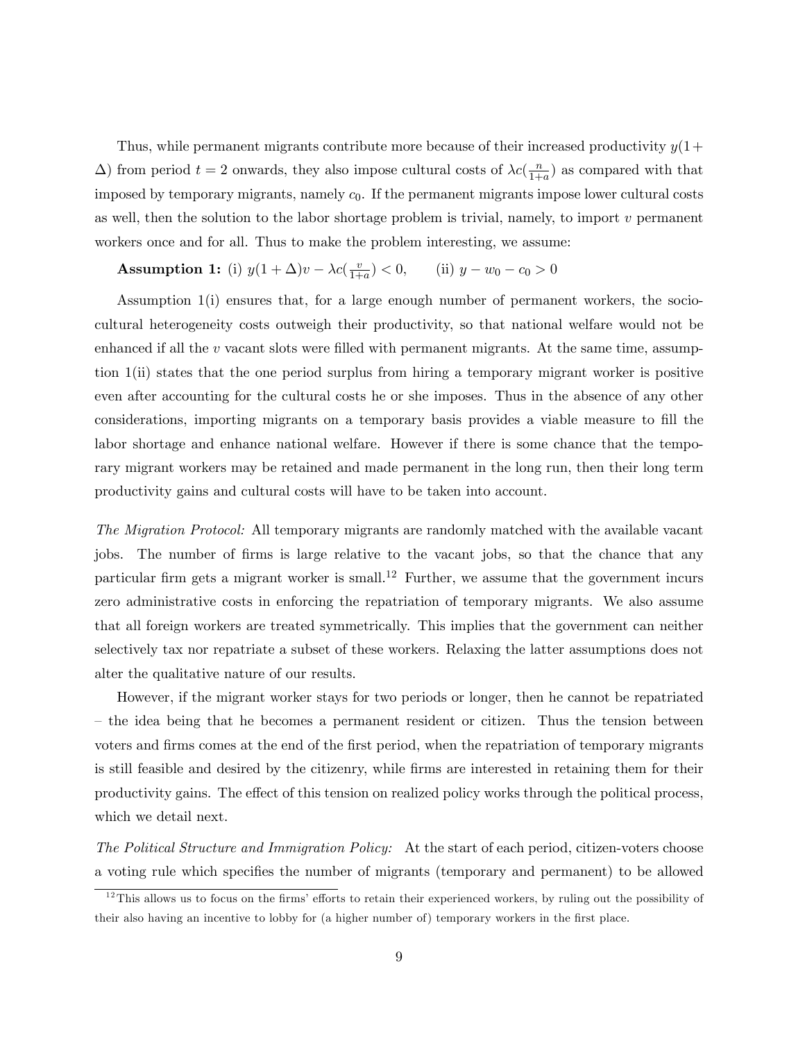Thus, while permanent migrants contribute more because of their increased productivity $y(1+\Delta)$ from period $t = 2$ onwards, they also impose cultural costs of $\lambda c(\frac{n}{1+a})$ as compared with that imposed by temporary migrants, namely $c_0$. If the permanent migrants impose lower cultural costs as well, then the solution to the labor shortage problem is trivial, namely, to import $v$ permanent workers once and for all. Thus to make the problem interesting, we assume:

**Assumption 1:** (i) $y(1+\Delta)v - \lambda c(\frac{v}{1+a}) < 0$, (ii) $y - w_0 - c_0 > 0$

Assumption 1(i) ensures that, for a large enough number of permanent workers, the socio-cultural heterogeneity costs outweigh their productivity, so that national welfare would not be enhanced if all the $v$ vacant slots were filled with permanent migrants. At the same time, assumption 1(ii) states that the one period surplus from hiring a temporary migrant worker is positive even after accounting for the cultural costs he or she imposes. Thus in the absence of any other considerations, importing migrants on a temporary basis provides a viable measure to fill the labor shortage and enhance national welfare. However if there is some chance that the temporary migrant workers may be retained and made permanent in the long run, then their long term productivity gains and cultural costs will have to be taken into account.

*The Migration Protocol:* All temporary migrants are randomly matched with the available vacant jobs. The number of firms is large relative to the vacant jobs, so that the chance that any particular firm gets a migrant worker is small.[12] Further, we assume that the government incurs zero administrative costs in enforcing the repatriation of temporary migrants. We also assume that all foreign workers are treated symmetrically. This implies that the government can neither selectively tax nor repatriate a subset of these workers. Relaxing the latter assumptions does not alter the qualitative nature of our results.

However, if the migrant worker stays for two periods or longer, then he cannot be repatriated – the idea being that he becomes a permanent resident or citizen. Thus the tension between voters and firms comes at the end of the first period, when the repatriation of temporary migrants is still feasible and desired by the citizenry, while firms are interested in retaining them for their productivity gains. The effect of this tension on realized policy works through the political process, which we detail next.

*The Political Structure and Immigration Policy:* At the start of each period, citizen-voters choose a voting rule which specifies the number of migrants (temporary and permanent) to be allowed

[12] This allows us to focus on the firms' efforts to retain their experienced workers, by ruling out the possibility of their also having an incentive to lobby for (a higher number of) temporary workers in the first place.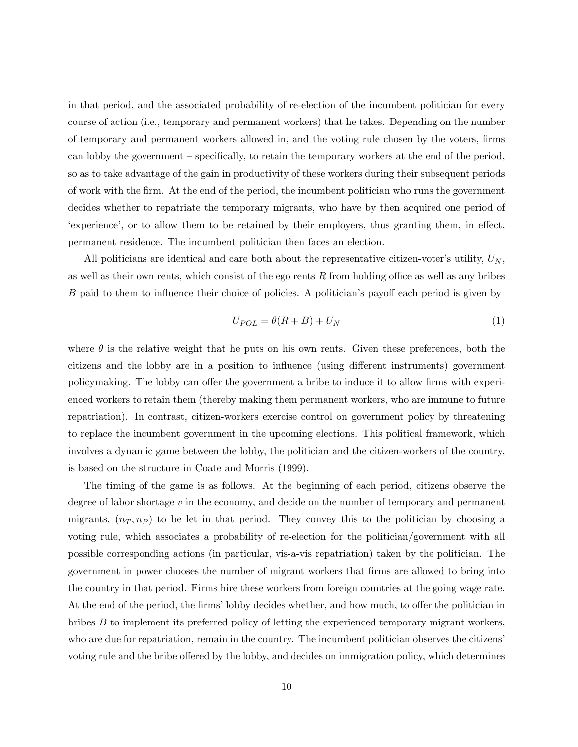in that period, and the associated probability of re-election of the incumbent politician for every course of action (i.e., temporary and permanent workers) that he takes. Depending on the number of temporary and permanent workers allowed in, and the voting rule chosen by the voters, firms can lobby the government – specifically, to retain the temporary workers at the end of the period, so as to take advantage of the gain in productivity of these workers during their subsequent periods of work with the firm. At the end of the period, the incumbent politician who runs the government decides whether to repatriate the temporary migrants, who have by then acquired one period of 'experience', or to allow them to be retained by their employers, thus granting them, in effect, permanent residence. The incumbent politician then faces an election.

All politicians are identical and care both about the representative citizen-voter's utility, $U_N$, as well as their own rents, which consist of the ego rents $R$ from holding office as well as any bribes $B$ paid to them to influence their choice of policies. A politician's payoff each period is given by

$$U_{POL} = \theta(R + B) + U_N \tag{1}$$

where $\theta$ is the relative weight that he puts on his own rents. Given these preferences, both the citizens and the lobby are in a position to influence (using different instruments) government policymaking. The lobby can offer the government a bribe to induce it to allow firms with experienced workers to retain them (thereby making them permanent workers, who are immune to future repatriation). In contrast, citizen-workers exercise control on government policy by threatening to replace the incumbent government in the upcoming elections. This political framework, which involves a dynamic game between the lobby, the politician and the citizen-workers of the country, is based on the structure in Coate and Morris (1999).

The timing of the game is as follows. At the beginning of each period, citizens observe the degree of labor shortage $v$ in the economy, and decide on the number of temporary and permanent migrants, $(n_T, n_P)$ to be let in that period. They convey this to the politician by choosing a voting rule, which associates a probability of re-election for the politician/government with all possible corresponding actions (in particular, vis-a-vis repatriation) taken by the politician. The government in power chooses the number of migrant workers that firms are allowed to bring into the country in that period. Firms hire these workers from foreign countries at the going wage rate. At the end of the period, the firms' lobby decides whether, and how much, to offer the politician in bribes $B$ to implement its preferred policy of letting the experienced temporary migrant workers, who are due for repatriation, remain in the country. The incumbent politician observes the citizens' voting rule and the bribe offered by the lobby, and decides on immigration policy, which determines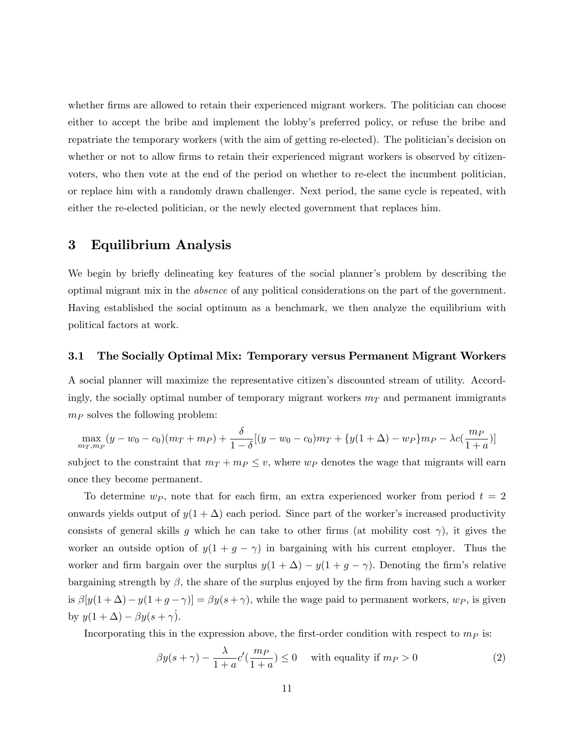whether firms are allowed to retain their experienced migrant workers. The politician can choose either to accept the bribe and implement the lobby's preferred policy, or refuse the bribe and repatriate the temporary workers (with the aim of getting re-elected). The politician's decision on whether or not to allow firms to retain their experienced migrant workers is observed by citizen-voters, who then vote at the end of the period on whether to re-elect the incumbent politician, or replace him with a randomly drawn challenger. Next period, the same cycle is repeated, with either the re-elected politician, or the newly elected government that replaces him.

## 3 Equilibrium Analysis

We begin by briefly delineating key features of the social planner's problem by describing the optimal migrant mix in the *absence* of any political considerations on the part of the government. Having established the social optimum as a benchmark, we then analyze the equilibrium with political factors at work.

### 3.1 The Socially Optimal Mix: Temporary versus Permanent Migrant Workers

A social planner will maximize the representative citizen's discounted stream of utility. Accordingly, the socially optimal number of temporary migrant workers $m_T$ and permanent immigrants $m_P$ solves the following problem:

$$\max_{m_T, m_P} (y - w_0 - c_0)(m_T + m_P) + \frac{\delta}{1-\delta}[(y - w_0 - c_0)m_T + \{y(1+\Delta) - w_P\}m_P - \lambda c(\frac{m_P}{1+a})]$$

subject to the constraint that $m_T + m_P \leq v$, where $w_P$ denotes the wage that migrants will earn once they become permanent.

To determine $w_P$, note that for each firm, an extra experienced worker from period $t = 2$ onwards yields output of $y(1 + \Delta)$ each period. Since part of the worker's increased productivity consists of general skills $g$ which he can take to other firms (at mobility cost $\gamma$), it gives the worker an outside option of $y(1 + g - \gamma)$ in bargaining with his current employer. Thus the worker and firm bargain over the surplus $y(1 + \Delta) - y(1 + g - \gamma)$. Denoting the firm's relative bargaining strength by $\beta$, the share of the surplus enjoyed by the firm from having such a worker is $\beta[y(1+\Delta) - y(1+g-\gamma)] = \beta y(s+\gamma)$, while the wage paid to permanent workers, $w_P$, is given by $y(1 + \Delta) - \beta y(s + \gamma)$.

Incorporating this in the expression above, the first-order condition with respect to $m_P$ is:

$$\beta y(s+\gamma) - \frac{\lambda}{1+a}c'(\frac{m_P}{1+a}) \leq 0 \quad \text{with equality if } m_P > 0 \tag{2}$$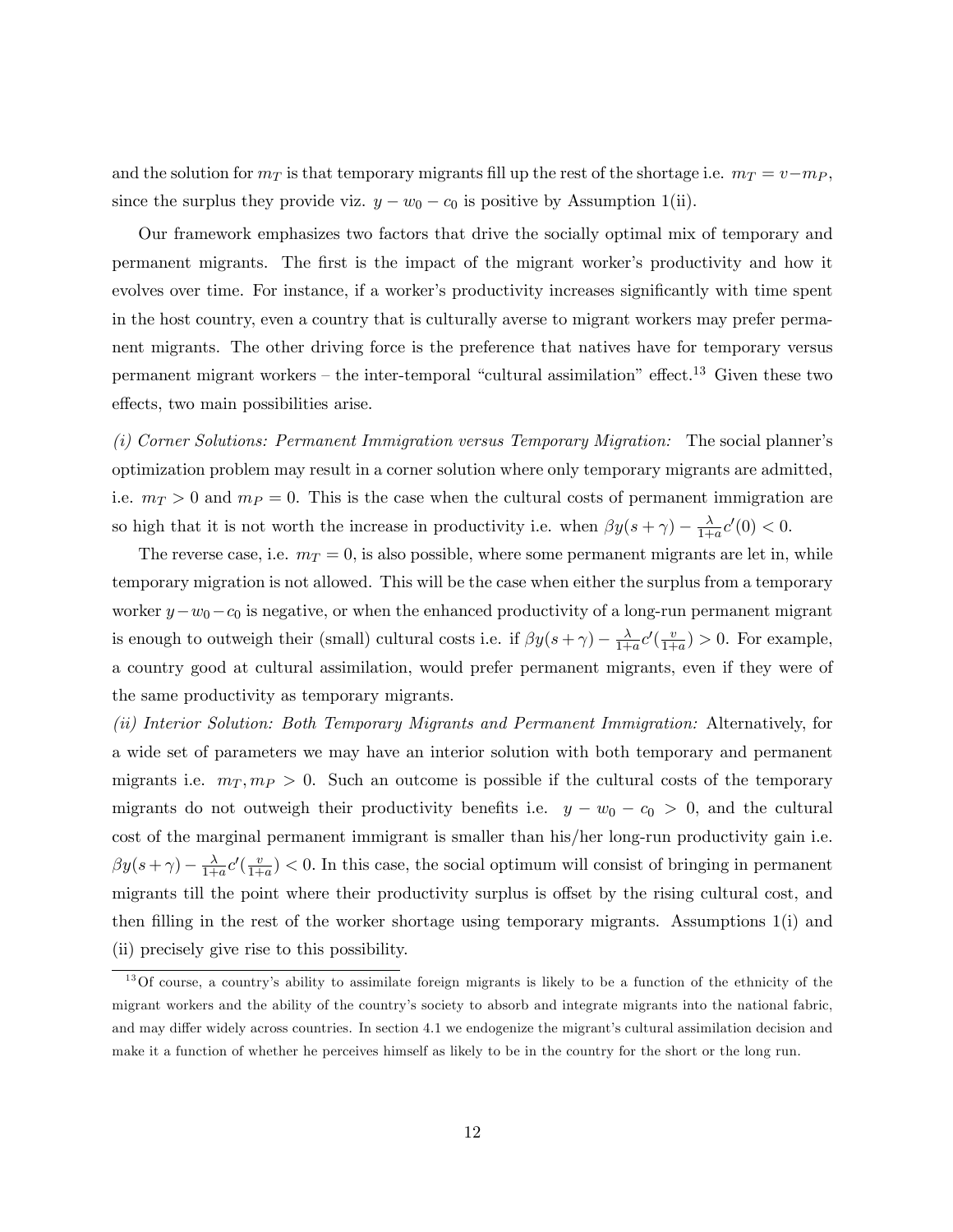and the solution for $m_T$ is that temporary migrants fill up the rest of the shortage i.e. $m_T = v - m_P$, since the surplus they provide viz. $y - w_0 - c_0$ is positive by Assumption 1(ii).

Our framework emphasizes two factors that drive the socially optimal mix of temporary and permanent migrants. The first is the impact of the migrant worker's productivity and how it evolves over time. For instance, if a worker's productivity increases significantly with time spent in the host country, even a country that is culturally averse to migrant workers may prefer permanent migrants. The other driving force is the preference that natives have for temporary versus permanent migrant workers – the inter-temporal "cultural assimilation" effect.[13] Given these two effects, two main possibilities arise.

*(i) Corner Solutions: Permanent Immigration versus Temporary Migration:* The social planner's optimization problem may result in a corner solution where only temporary migrants are admitted, i.e. $m_T > 0$ and $m_P = 0$. This is the case when the cultural costs of permanent immigration are so high that it is not worth the increase in productivity i.e. when $\beta y(s+\gamma) - \frac{\lambda}{1+a}c'(0) < 0$.

The reverse case, i.e. $m_T = 0$, is also possible, where some permanent migrants are let in, while temporary migration is not allowed. This will be the case when either the surplus from a temporary worker $y - w_0 - c_0$ is negative, or when the enhanced productivity of a long-run permanent migrant is enough to outweigh their (small) cultural costs i.e. if $\beta y(s+\gamma) - \frac{\lambda}{1+a}c'(\frac{v}{1+a}) > 0$. For example, a country good at cultural assimilation, would prefer permanent migrants, even if they were of the same productivity as temporary migrants.

*(ii) Interior Solution: Both Temporary Migrants and Permanent Immigration:* Alternatively, for a wide set of parameters we may have an interior solution with both temporary and permanent migrants i.e. $m_T, m_P > 0$. Such an outcome is possible if the cultural costs of the temporary migrants do not outweigh their productivity benefits i.e. $y - w_0 - c_0 > 0$, and the cultural cost of the marginal permanent immigrant is smaller than his/her long-run productivity gain i.e. $\beta y(s+\gamma) - \frac{\lambda}{1+a}c'(\frac{v}{1+a}) < 0$. In this case, the social optimum will consist of bringing in permanent migrants till the point where their productivity surplus is offset by the rising cultural cost, and then filling in the rest of the worker shortage using temporary migrants. Assumptions 1(i) and (ii) precisely give rise to this possibility.

[13] Of course, a country's ability to assimilate foreign migrants is likely to be a function of the ethnicity of the migrant workers and the ability of the country's society to absorb and integrate migrants into the national fabric, and may differ widely across countries. In section 4.1 we endogenize the migrant's cultural assimilation decision and make it a function of whether he perceives himself as likely to be in the country for the short or the long run.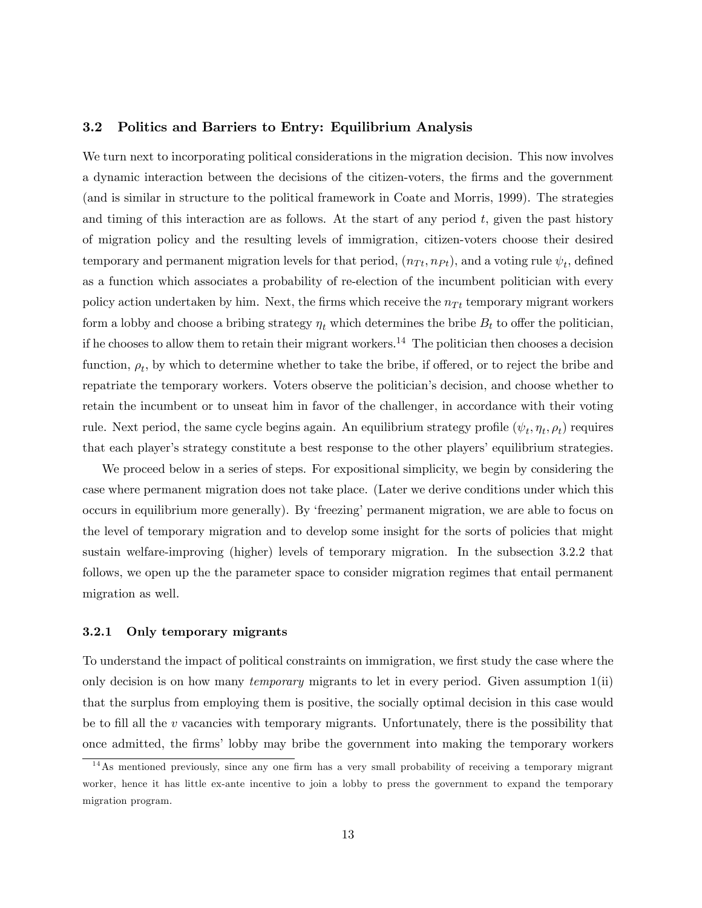### 3.2 Politics and Barriers to Entry: Equilibrium Analysis

We turn next to incorporating political considerations in the migration decision. This now involves a dynamic interaction between the decisions of the citizen-voters, the firms and the government (and is similar in structure to the political framework in Coate and Morris, 1999). The strategies and timing of this interaction are as follows. At the start of any period $t$, given the past history of migration policy and the resulting levels of immigration, citizen-voters choose their desired temporary and permanent migration levels for that period, $(n_{Tt}, n_{Pt})$, and a voting rule $\psi_t$, defined as a function which associates a probability of re-election of the incumbent politician with every policy action undertaken by him. Next, the firms which receive the $n_{Tt}$ temporary migrant workers form a lobby and choose a bribing strategy $\eta_t$ which determines the bribe $B_t$ to offer the politician, if he chooses to allow them to retain their migrant workers.[14] The politician then chooses a decision function, $\rho_t$, by which to determine whether to take the bribe, if offered, or to reject the bribe and repatriate the temporary workers. Voters observe the politician's decision, and choose whether to retain the incumbent or to unseat him in favor of the challenger, in accordance with their voting rule. Next period, the same cycle begins again. An equilibrium strategy profile $(\psi_t, \eta_t, \rho_t)$ requires that each player's strategy constitute a best response to the other players' equilibrium strategies.

We proceed below in a series of steps. For expositional simplicity, we begin by considering the case where permanent migration does not take place. (Later we derive conditions under which this occurs in equilibrium more generally). By 'freezing' permanent migration, we are able to focus on the level of temporary migration and to develop some insight for the sorts of policies that might sustain welfare-improving (higher) levels of temporary migration. In the subsection 3.2.2 that follows, we open up the the parameter space to consider migration regimes that entail permanent migration as well.

#### 3.2.1 Only temporary migrants

To understand the impact of political constraints on immigration, we first study the case where the only decision is on how many *temporary* migrants to let in every period. Given assumption 1(ii) that the surplus from employing them is positive, the socially optimal decision in this case would be to fill all the $v$ vacancies with temporary migrants. Unfortunately, there is the possibility that once admitted, the firms' lobby may bribe the government into making the temporary workers

[14] As mentioned previously, since any one firm has a very small probability of receiving a temporary migrant worker, hence it has little ex-ante incentive to join a lobby to press the government to expand the temporary migration program.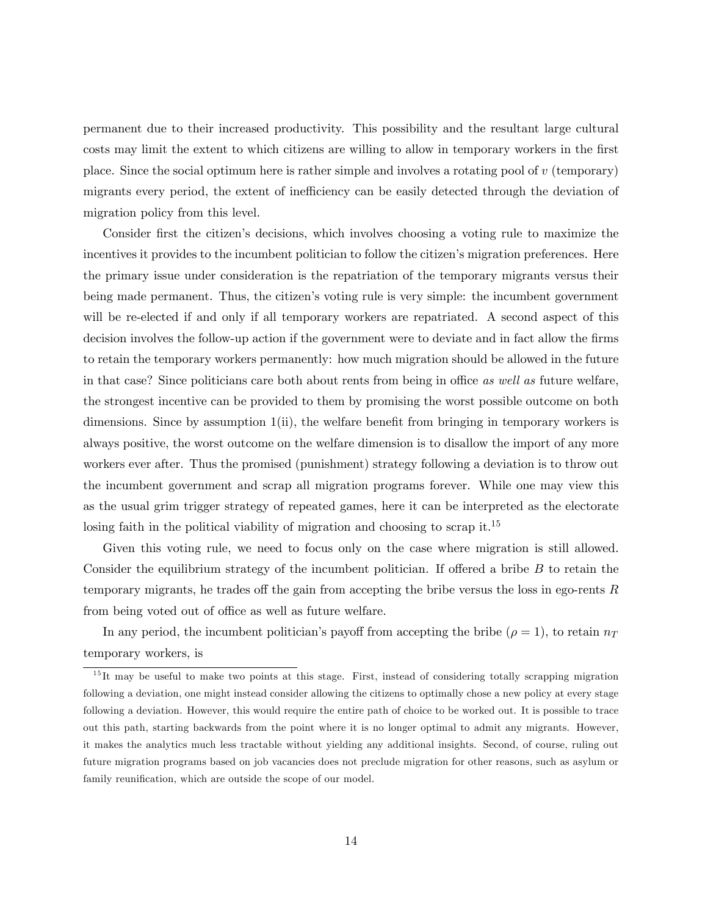permanent due to their increased productivity. This possibility and the resultant large cultural costs may limit the extent to which citizens are willing to allow in temporary workers in the first place. Since the social optimum here is rather simple and involves a rotating pool of $v$ (temporary) migrants every period, the extent of inefficiency can be easily detected through the deviation of migration policy from this level.

Consider first the citizen's decisions, which involves choosing a voting rule to maximize the incentives it provides to the incumbent politician to follow the citizen's migration preferences. Here the primary issue under consideration is the repatriation of the temporary migrants versus their being made permanent. Thus, the citizen's voting rule is very simple: the incumbent government will be re-elected if and only if all temporary workers are repatriated. A second aspect of this decision involves the follow-up action if the government were to deviate and in fact allow the firms to retain the temporary workers permanently: how much migration should be allowed in the future in that case? Since politicians care both about rents from being in office *as well as* future welfare, the strongest incentive can be provided to them by promising the worst possible outcome on both dimensions. Since by assumption 1(ii), the welfare benefit from bringing in temporary workers is always positive, the worst outcome on the welfare dimension is to disallow the import of any more workers ever after. Thus the promised (punishment) strategy following a deviation is to throw out the incumbent government and scrap all migration programs forever. While one may view this as the usual grim trigger strategy of repeated games, here it can be interpreted as the electorate losing faith in the political viability of migration and choosing to scrap it.[15]

Given this voting rule, we need to focus only on the case where migration is still allowed. Consider the equilibrium strategy of the incumbent politician. If offered a bribe $B$ to retain the temporary migrants, he trades off the gain from accepting the bribe versus the loss in ego-rents $R$ from being voted out of office as well as future welfare.

In any period, the incumbent politician's payoff from accepting the bribe ($\rho = 1$), to retain $n_T$ temporary workers, is

[15] It may be useful to make two points at this stage. First, instead of considering totally scrapping migration following a deviation, one might instead consider allowing the citizens to optimally chose a new policy at every stage following a deviation. However, this would require the entire path of choice to be worked out. It is possible to trace out this path, starting backwards from the point where it is no longer optimal to admit any migrants. However, it makes the analytics much less tractable without yielding any additional insights. Second, of course, ruling out future migration programs based on job vacancies does not preclude migration for other reasons, such as asylum or family reunification, which are outside the scope of our model.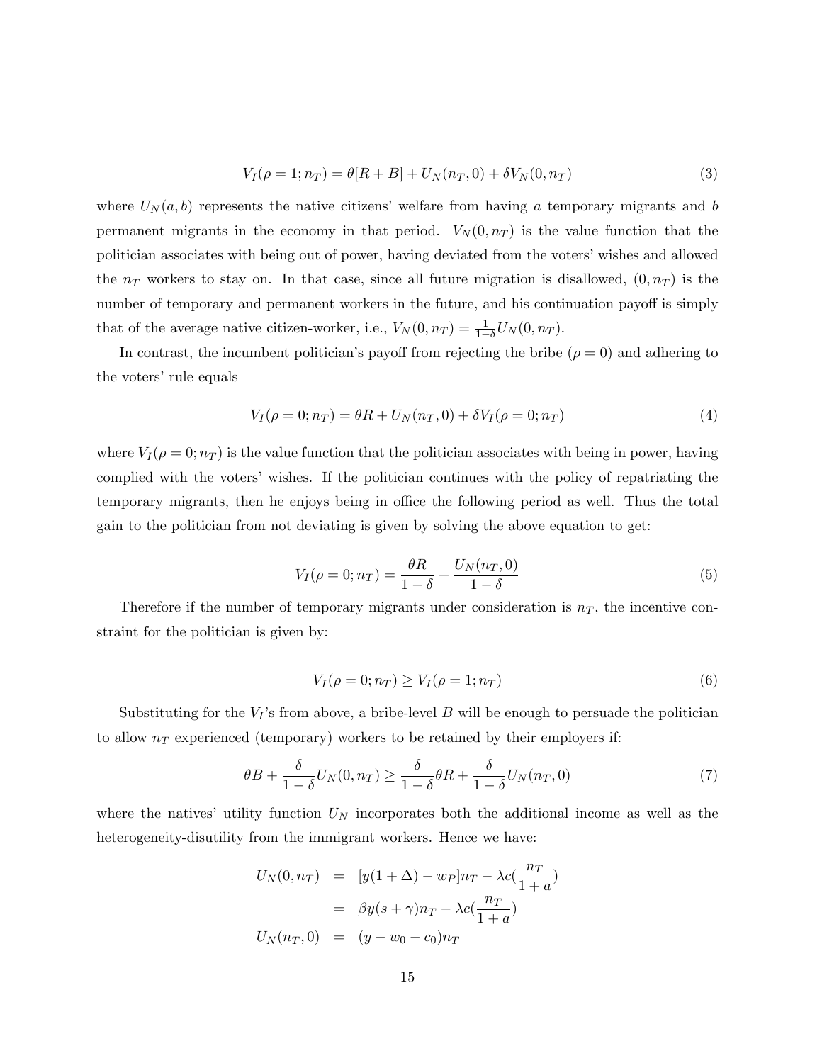$$V_I(\rho = 1; n_T) = \theta[R + B] + U_N(n_T, 0) + \delta V_N(0, n_T) \tag{3}$$

where $U_N(a, b)$ represents the native citizens' welfare from having $a$ temporary migrants and $b$ permanent migrants in the economy in that period. $V_N(0, n_T)$ is the value function that the politician associates with being out of power, having deviated from the voters' wishes and allowed the $n_T$ workers to stay on. In that case, since all future migration is disallowed, $(0, n_T)$ is the number of temporary and permanent workers in the future, and his continuation payoff is simply that of the average native citizen-worker, i.e., $V_N(0, n_T) = \frac{1}{1-\delta} U_N(0, n_T)$.

In contrast, the incumbent politician's payoff from rejecting the bribe ($\rho = 0$) and adhering to the voters' rule equals

$$V_I(\rho = 0; n_T) = \theta R + U_N(n_T, 0) + \delta V_I(\rho = 0; n_T) \tag{4}$$

where $V_I(\rho = 0; n_T)$ is the value function that the politician associates with being in power, having complied with the voters' wishes. If the politician continues with the policy of repatriating the temporary migrants, then he enjoys being in office the following period as well. Thus the total gain to the politician from not deviating is given by solving the above equation to get:

$$V_I(\rho = 0; n_T) = \frac{\theta R}{1-\delta} + \frac{U_N(n_T, 0)}{1-\delta} \tag{5}$$

Therefore if the number of temporary migrants under consideration is $n_T$, the incentive constraint for the politician is given by:

$$V_I(\rho = 0; n_T) \geq V_I(\rho = 1; n_T) \tag{6}$$

Substituting for the $V_I$'s from above, a bribe-level $B$ will be enough to persuade the politician to allow $n_T$ experienced (temporary) workers to be retained by their employers if:

$$\theta B + \frac{\delta}{1-\delta} U_N(0, n_T) \geq \frac{\delta}{1-\delta} \theta R + \frac{\delta}{1-\delta} U_N(n_T, 0) \tag{7}$$

where the natives' utility function $U_N$ incorporates both the additional income as well as the heterogeneity-disutility from the immigrant workers. Hence we have:

$$\begin{aligned}
U_N(0, n_T) &= [y(1 + \Delta) - w_P]n_T - \lambda c(\frac{n_T}{1+a}) \\
&= \beta y(s + \gamma)n_T - \lambda c(\frac{n_T}{1+a}) \\
U_N(n_T, 0) &= (y - w_0 - c_0)n_T
\end{aligned}$$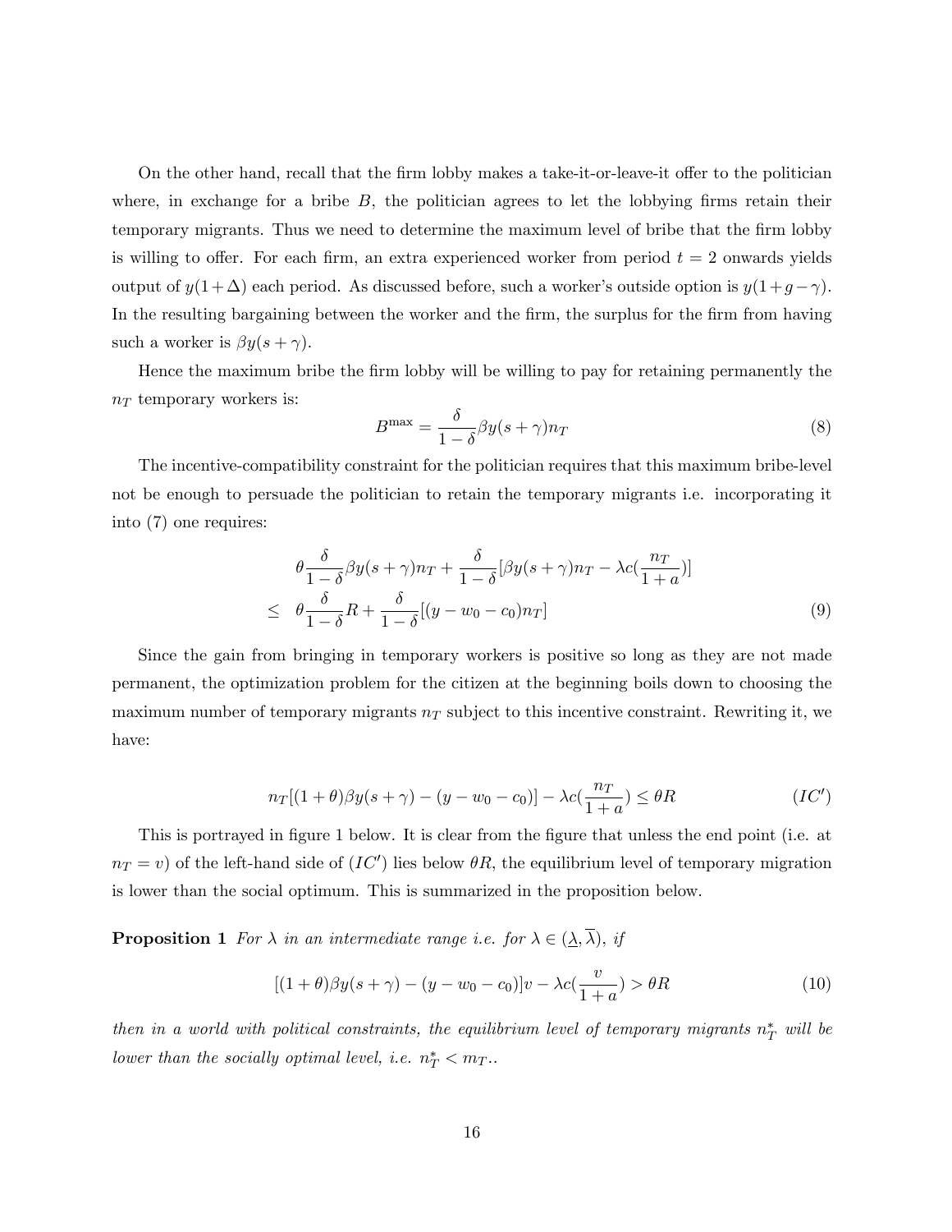On the other hand, recall that the firm lobby makes a take-it-or-leave-it offer to the politician where, in exchange for a bribe $B$, the politician agrees to let the lobbying firms retain their temporary migrants. Thus we need to determine the maximum level of bribe that the firm lobby is willing to offer. For each firm, an extra experienced worker from period $t = 2$ onwards yields output of $y(1+\Delta)$ each period. As discussed before, such a worker's outside option is $y(1+g-\gamma)$. In the resulting bargaining between the worker and the firm, the surplus for the firm from having such a worker is $\beta y(s+\gamma)$.

Hence the maximum bribe the firm lobby will be willing to pay for retaining permanently the $n_T$ temporary workers is:

$$B^{\max} = \frac{\delta}{1-\delta}\beta y(s+\gamma)n_T \tag{8}$$

The incentive-compatibility constraint for the politician requires that this maximum bribe-level not be enough to persuade the politician to retain the temporary migrants i.e. incorporating it into (7) one requires:

$$\begin{aligned} &\theta\frac{\delta}{1-\delta}\beta y(s+\gamma)n_T + \frac{\delta}{1-\delta}[\beta y(s+\gamma)n_T - \lambda c(\frac{n_T}{1+a})] \\ \leq\ &\theta\frac{\delta}{1-\delta}R + \frac{\delta}{1-\delta}[(y-w_0-c_0)n_T] \end{aligned} \tag{9}$$

Since the gain from bringing in temporary workers is positive so long as they are not made permanent, the optimization problem for the citizen at the beginning boils down to choosing the maximum number of temporary migrants $n_T$ subject to this incentive constraint. Rewriting it, we have:

$$n_T[(1+\theta)\beta y(s+\gamma) - (y-w_0-c_0)] - \lambda c(\frac{n_T}{1+a}) \leq \theta R \tag{$IC'$}$$

This is portrayed in figure 1 below. It is clear from the figure that unless the end point (i.e. at $n_T = v$) of the left-hand side of $(IC')$ lies below $\theta R$, the equilibrium level of temporary migration is lower than the social optimum. This is summarized in the proposition below.

**Proposition 1** *For $\lambda$ in an intermediate range i.e. for $\lambda \in (\underline{\lambda}, \overline{\lambda})$, if*

$$[(1+\theta)\beta y(s+\gamma) - (y-w_0-c_0)]v - \lambda c(\frac{v}{1+a}) > \theta R \tag{10}$$

*then in a world with political constraints, the equilibrium level of temporary migrants $n_T^*$ will be lower than the socially optimal level, i.e. $n_T^* < m_T$..*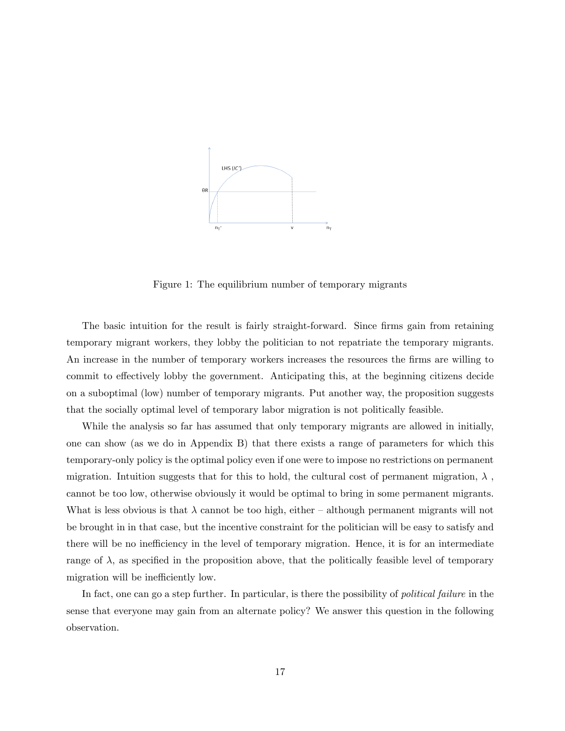Figure 1: The equilibrium number of temporary migrants

The basic intuition for the result is fairly straight-forward. Since firms gain from retaining temporary migrant workers, they lobby the politician to not repatriate the temporary migrants. An increase in the number of temporary workers increases the resources the firms are willing to commit to effectively lobby the government. Anticipating this, at the beginning citizens decide on a suboptimal (low) number of temporary migrants. Put another way, the proposition suggests that the socially optimal level of temporary labor migration is not politically feasible.

While the analysis so far has assumed that only temporary migrants are allowed in initially, one can show (as we do in Appendix B) that there exists a range of parameters for which this temporary-only policy is the optimal policy even if one were to impose no restrictions on permanent migration. Intuition suggests that for this to hold, the cultural cost of permanent migration, $\lambda$ , cannot be too low, otherwise obviously it would be optimal to bring in some permanent migrants. What is less obvious is that $\lambda$ cannot be too high, either – although permanent migrants will not be brought in in that case, but the incentive constraint for the politician will be easy to satisfy and there will be no inefficiency in the level of temporary migration. Hence, it is for an intermediate range of $\lambda$, as specified in the proposition above, that the politically feasible level of temporary migration will be inefficiently low.

In fact, one can go a step further. In particular, is there the possibility of *political failure* in the sense that everyone may gain from an alternate policy? We answer this question in the following observation.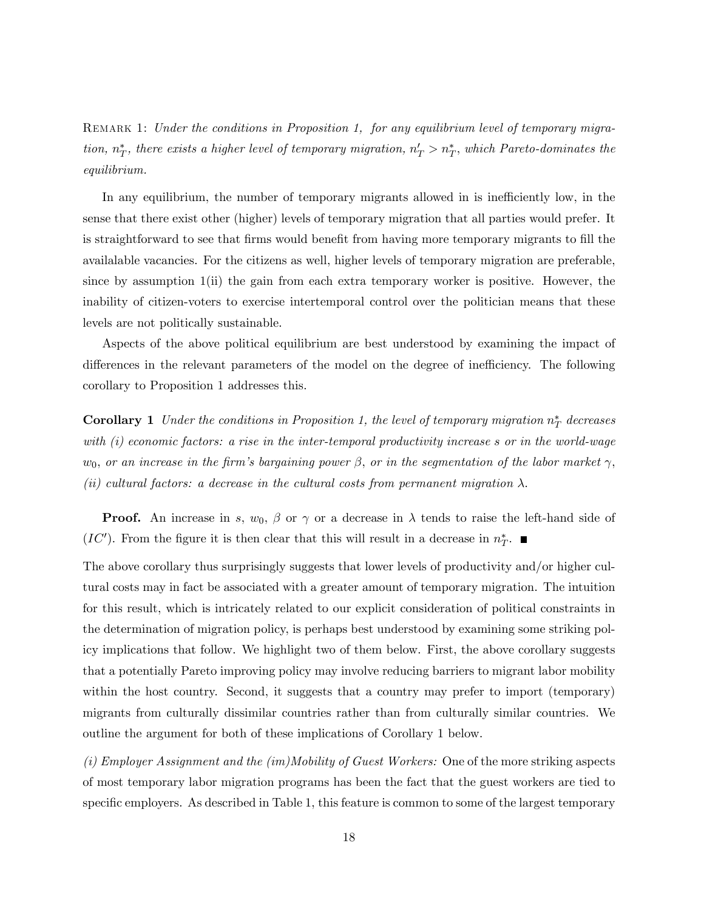Remark 1: *Under the conditions in Proposition 1, for any equilibrium level of temporary migration, $n^*_T$, there exists a higher level of temporary migration, $n'_T > n^*_T$, which Pareto-dominates the equilibrium.*

In any equilibrium, the number of temporary migrants allowed in is inefficiently low, in the sense that there exist other (higher) levels of temporary migration that all parties would prefer. It is straightforward to see that firms would benefit from having more temporary migrants to fill the availalable vacancies. For the citizens as well, higher levels of temporary migration are preferable, since by assumption 1(ii) the gain from each extra temporary worker is positive. However, the inability of citizen-voters to exercise intertemporal control over the politician means that these levels are not politically sustainable.

Aspects of the above political equilibrium are best understood by examining the impact of differences in the relevant parameters of the model on the degree of inefficiency. The following corollary to Proposition 1 addresses this.

**Corollary 1** *Under the conditions in Proposition 1, the level of temporary migration $n^*_T$ decreases with (i) economic factors: a rise in the inter-temporal productivity increase $s$ or in the world-wage $w_0$, or an increase in the firm's bargaining power $\beta$, or in the segmentation of the labor market $\gamma$, (ii) cultural factors: a decrease in the cultural costs from permanent migration $\lambda$.*

**Proof.** An increase in $s$, $w_0$, $\beta$ or $\gamma$ or a decrease in $\lambda$ tends to raise the left-hand side of $(IC')$. From the figure it is then clear that this will result in a decrease in $n^*_T$. ■

The above corollary thus surprisingly suggests that lower levels of productivity and/or higher cultural costs may in fact be associated with a greater amount of temporary migration. The intuition for this result, which is intricately related to our explicit consideration of political constraints in the determination of migration policy, is perhaps best understood by examining some striking policy implications that follow. We highlight two of them below. First, the above corollary suggests that a potentially Pareto improving policy may involve reducing barriers to migrant labor mobility within the host country. Second, it suggests that a country may prefer to import (temporary) migrants from culturally dissimilar countries rather than from culturally similar countries. We outline the argument for both of these implications of Corollary 1 below.

*(i) Employer Assignment and the (im)Mobility of Guest Workers:* One of the more striking aspects of most temporary labor migration programs has been the fact that the guest workers are tied to specific employers. As described in Table 1, this feature is common to some of the largest temporary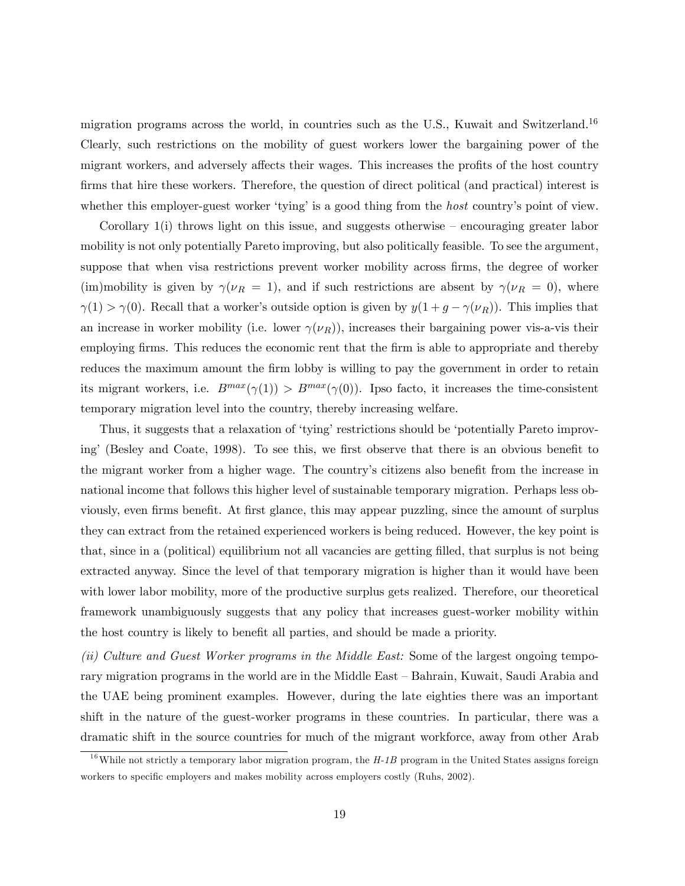migration programs across the world, in countries such as the U.S., Kuwait and Switzerland.[16] Clearly, such restrictions on the mobility of guest workers lower the bargaining power of the migrant workers, and adversely affects their wages. This increases the profits of the host country firms that hire these workers. Therefore, the question of direct political (and practical) interest is whether this employer-guest worker 'tying' is a good thing from the *host* country's point of view.

Corollary 1(i) throws light on this issue, and suggests otherwise – encouraging greater labor mobility is not only potentially Pareto improving, but also politically feasible. To see the argument, suppose that when visa restrictions prevent worker mobility across firms, the degree of worker (im)mobility is given by $\gamma(\nu_R = 1)$, and if such restrictions are absent by $\gamma(\nu_R = 0)$, where $\gamma(1) > \gamma(0)$. Recall that a worker's outside option is given by $y(1 + g - \gamma(\nu_R))$. This implies that an increase in worker mobility (i.e. lower $\gamma(\nu_R)$), increases their bargaining power vis-a-vis their employing firms. This reduces the economic rent that the firm is able to appropriate and thereby reduces the maximum amount the firm lobby is willing to pay the government in order to retain its migrant workers, i.e. $B^{max}(\gamma(1)) > B^{max}(\gamma(0))$. Ipso facto, it increases the time-consistent temporary migration level into the country, thereby increasing welfare.

Thus, it suggests that a relaxation of 'tying' restrictions should be 'potentially Pareto improving' (Besley and Coate, 1998). To see this, we first observe that there is an obvious benefit to the migrant worker from a higher wage. The country's citizens also benefit from the increase in national income that follows this higher level of sustainable temporary migration. Perhaps less obviously, even firms benefit. At first glance, this may appear puzzling, since the amount of surplus they can extract from the retained experienced workers is being reduced. However, the key point is that, since in a (political) equilibrium not all vacancies are getting filled, that surplus is not being extracted anyway. Since the level of that temporary migration is higher than it would have been with lower labor mobility, more of the productive surplus gets realized. Therefore, our theoretical framework unambiguously suggests that any policy that increases guest-worker mobility within the host country is likely to benefit all parties, and should be made a priority.

*(ii) Culture and Guest Worker programs in the Middle East:* Some of the largest ongoing temporary migration programs in the world are in the Middle East – Bahrain, Kuwait, Saudi Arabia and the UAE being prominent examples. However, during the late eighties there was an important shift in the nature of the guest-worker programs in these countries. In particular, there was a dramatic shift in the source countries for much of the migrant workforce, away from other Arab

[16] While not strictly a temporary labor migration program, the *H-1B* program in the United States assigns foreign workers to specific employers and makes mobility across employers costly (Ruhs, 2002).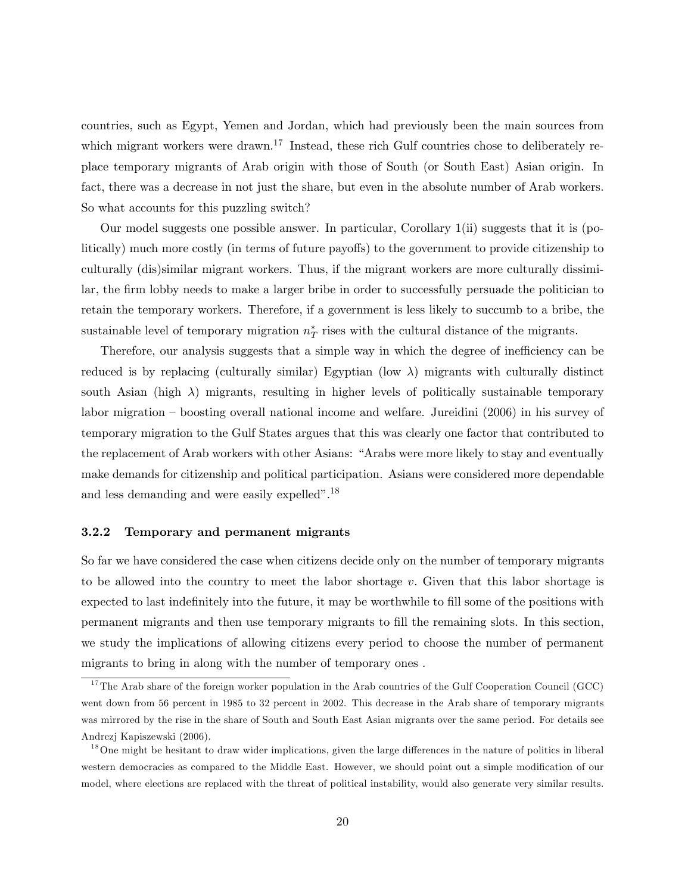countries, such as Egypt, Yemen and Jordan, which had previously been the main sources from which migrant workers were drawn.[17] Instead, these rich Gulf countries chose to deliberately replace temporary migrants of Arab origin with those of South (or South East) Asian origin. In fact, there was a decrease in not just the share, but even in the absolute number of Arab workers. So what accounts for this puzzling switch?

Our model suggests one possible answer. In particular, Corollary 1(ii) suggests that it is (politically) much more costly (in terms of future payoffs) to the government to provide citizenship to culturally (dis)similar migrant workers. Thus, if the migrant workers are more culturally dissimilar, the firm lobby needs to make a larger bribe in order to successfully persuade the politician to retain the temporary workers. Therefore, if a government is less likely to succumb to a bribe, the sustainable level of temporary migration $n_T^*$ rises with the cultural distance of the migrants.

Therefore, our analysis suggests that a simple way in which the degree of inefficiency can be reduced is by replacing (culturally similar) Egyptian (low $\lambda$) migrants with culturally distinct south Asian (high $\lambda$) migrants, resulting in higher levels of politically sustainable temporary labor migration – boosting overall national income and welfare. Jureidini (2006) in his survey of temporary migration to the Gulf States argues that this was clearly one factor that contributed to the replacement of Arab workers with other Asians: "Arabs were more likely to stay and eventually make demands for citizenship and political participation. Asians were considered more dependable and less demanding and were easily expelled".[18]

### 3.2.2 Temporary and permanent migrants

So far we have considered the case when citizens decide only on the number of temporary migrants to be allowed into the country to meet the labor shortage $v$. Given that this labor shortage is expected to last indefinitely into the future, it may be worthwhile to fill some of the positions with permanent migrants and then use temporary migrants to fill the remaining slots. In this section, we study the implications of allowing citizens every period to choose the number of permanent migrants to bring in along with the number of temporary ones .

[17] The Arab share of the foreign worker population in the Arab countries of the Gulf Cooperation Council (GCC) went down from 56 percent in 1985 to 32 percent in 2002. This decrease in the Arab share of temporary migrants was mirrored by the rise in the share of South and South East Asian migrants over the same period. For details see Andrezj Kapiszewski (2006).

[18] One might be hesitant to draw wider implications, given the large differences in the nature of politics in liberal western democracies as compared to the Middle East. However, we should point out a simple modification of our model, where elections are replaced with the threat of political instability, would also generate very similar results.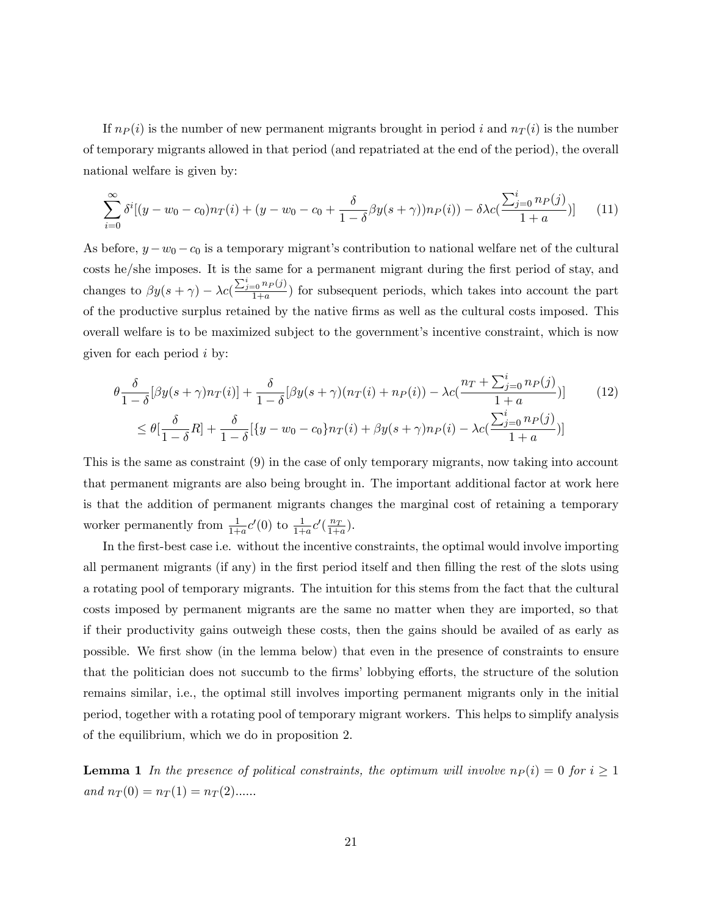If $n_P(i)$ is the number of new permanent migrants brought in period $i$ and $n_T(i)$ is the number of temporary migrants allowed in that period (and repatriated at the end of the period), the overall national welfare is given by:

$$\sum_{i=0}^{\infty} \delta^i [(y - w_0 - c_0)n_T(i) + (y - w_0 - c_0 + \frac{\delta}{1-\delta}\beta y(s+\gamma))n_P(i)) - \delta\lambda c(\frac{\sum_{j=0}^{i} n_P(j)}{1+a})] \tag{11}$$

As before, $y - w_0 - c_0$ is a temporary migrant's contribution to national welfare net of the cultural costs he/she imposes. It is the same for a permanent migrant during the first period of stay, and changes to $\beta y(s+\gamma) - \lambda c(\frac{\sum_{j=0}^{i} n_P(j)}{1+a})$ for subsequent periods, which takes into account the part of the productive surplus retained by the native firms as well as the cultural costs imposed. This overall welfare is to be maximized subject to the government's incentive constraint, which is now given for each period $i$ by:

$$\theta\frac{\delta}{1-\delta}[\beta y(s+\gamma)n_T(i)] + \frac{\delta}{1-\delta}[\beta y(s+\gamma)(n_T(i) + n_P(i)) - \lambda c(\frac{n_T + \sum_{j=0}^{i} n_P(j)}{1+a})] \tag{12}$$
$$\leq \theta[\frac{\delta}{1-\delta}R] + \frac{\delta}{1-\delta}[\{y - w_0 - c_0\}n_T(i) + \beta y(s+\gamma)n_P(i) - \lambda c(\frac{\sum_{j=0}^{i} n_P(j)}{1+a})]$$

This is the same as constraint (9) in the case of only temporary migrants, now taking into account that permanent migrants are also being brought in. The important additional factor at work here is that the addition of permanent migrants changes the marginal cost of retaining a temporary worker permanently from $\frac{1}{1+a}c'(0)$ to $\frac{1}{1+a}c'(\frac{n_T}{1+a})$.

In the first-best case i.e. without the incentive constraints, the optimal would involve importing all permanent migrants (if any) in the first period itself and then filling the rest of the slots using a rotating pool of temporary migrants. The intuition for this stems from the fact that the cultural costs imposed by permanent migrants are the same no matter when they are imported, so that if their productivity gains outweigh these costs, then the gains should be availed of as early as possible. We first show (in the lemma below) that even in the presence of constraints to ensure that the politician does not succumb to the firms' lobbying efforts, the structure of the solution remains similar, i.e., the optimal still involves importing permanent migrants only in the initial period, together with a rotating pool of temporary migrant workers. This helps to simplify analysis of the equilibrium, which we do in proposition 2.

**Lemma 1** *In the presence of political constraints, the optimum will involve $n_P(i) = 0$ for $i \geq 1$ and $n_T(0) = n_T(1) = n_T(2)$......*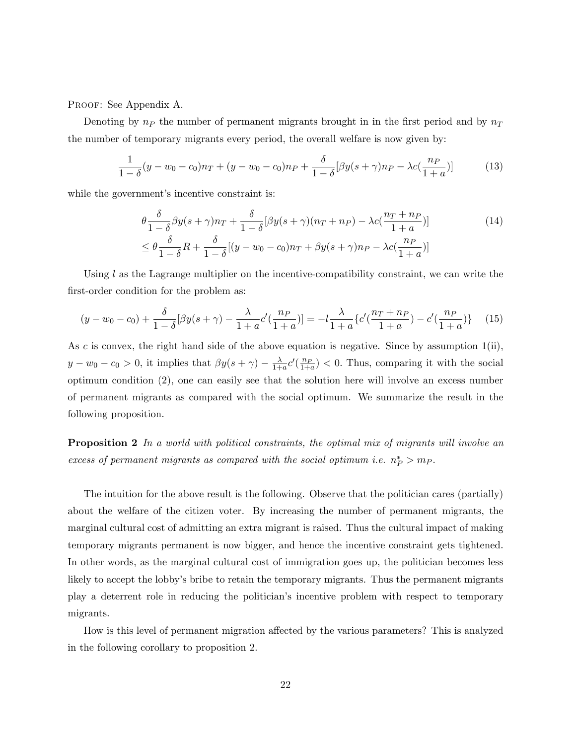Proof: See Appendix A.

Denoting by $n_P$ the number of permanent migrants brought in in the first period and by $n_T$ the number of temporary migrants every period, the overall welfare is now given by:

$$\frac{1}{1-\delta}(y - w_0 - c_0)n_T + (y - w_0 - c_0)n_P + \frac{\delta}{1-\delta}[\beta y(s+\gamma)n_P - \lambda c(\frac{n_P}{1+a})] \tag{13}$$

while the government's incentive constraint is:

$$\begin{aligned} &\theta\frac{\delta}{1-\delta}\beta y(s+\gamma)n_T + \frac{\delta}{1-\delta}[\beta y(s+\gamma)(n_T+n_P) - \lambda c(\frac{n_T+n_P}{1+a})] \\ &\leq \theta\frac{\delta}{1-\delta}R + \frac{\delta}{1-\delta}[(y-w_0-c_0)n_T + \beta y(s+\gamma)n_P - \lambda c(\frac{n_P}{1+a})] \end{aligned} \tag{14}$$

Using $l$ as the Lagrange multiplier on the incentive-compatibility constraint, we can write the first-order condition for the problem as:

$$(y - w_0 - c_0) + \frac{\delta}{1-\delta}[\beta y(s+\gamma) - \frac{\lambda}{1+a}c'(\frac{n_P}{1+a})] = -l\frac{\lambda}{1+a}\{c'(\frac{n_T+n_P}{1+a}) - c'(\frac{n_P}{1+a})\} \tag{15}$$

As $c$ is convex, the right hand side of the above equation is negative. Since by assumption 1(ii), $y - w_0 - c_0 > 0$, it implies that $\beta y(s+\gamma) - \frac{\lambda}{1+a}c'(\frac{n_P}{1+a}) < 0$. Thus, comparing it with the social optimum condition (2), one can easily see that the solution here will involve an excess number of permanent migrants as compared with the social optimum. We summarize the result in the following proposition.

**Proposition 2** *In a world with political constraints, the optimal mix of migrants will involve an excess of permanent migrants as compared with the social optimum i.e.* $n_P^* > m_P$.

The intuition for the above result is the following. Observe that the politician cares (partially) about the welfare of the citizen voter. By increasing the number of permanent migrants, the marginal cultural cost of admitting an extra migrant is raised. Thus the cultural impact of making temporary migrants permanent is now bigger, and hence the incentive constraint gets tightened. In other words, as the marginal cultural cost of immigration goes up, the politician becomes less likely to accept the lobby's bribe to retain the temporary migrants. Thus the permanent migrants play a deterrent role in reducing the politician's incentive problem with respect to temporary migrants.

How is this level of permanent migration affected by the various parameters? This is analyzed in the following corollary to proposition 2.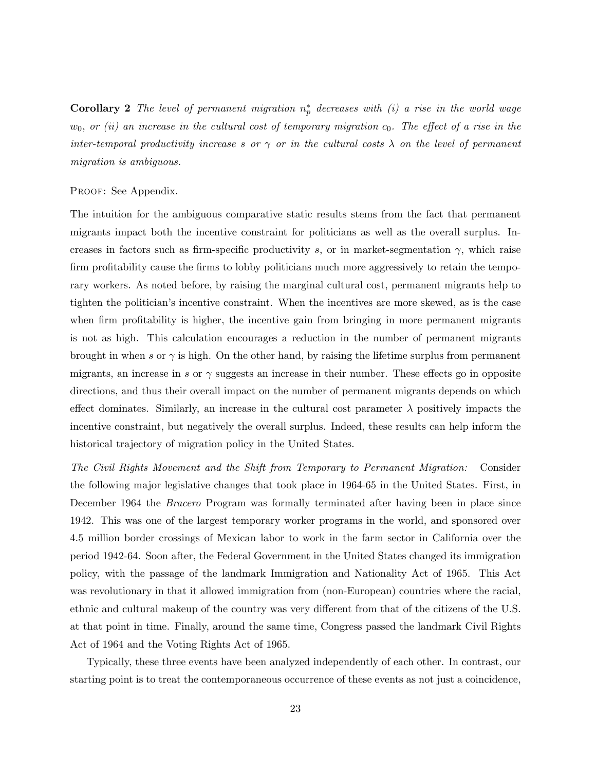**Corollary 2** *The level of permanent migration $n_p^*$ decreases with (i) a rise in the world wage $w_0$, or (ii) an increase in the cultural cost of temporary migration $c_0$. The effect of a rise in the inter-temporal productivity increase $s$ or $\gamma$ or in the cultural costs $\lambda$ on the level of permanent migration is ambiguous.*

PROOF: See Appendix.

The intuition for the ambiguous comparative static results stems from the fact that permanent migrants impact both the incentive constraint for politicians as well as the overall surplus. Increases in factors such as firm-specific productivity $s$, or in market-segmentation $\gamma$, which raise firm profitability cause the firms to lobby politicians much more aggressively to retain the temporary workers. As noted before, by raising the marginal cultural cost, permanent migrants help to tighten the politician's incentive constraint. When the incentives are more skewed, as is the case when firm profitability is higher, the incentive gain from bringing in more permanent migrants is not as high. This calculation encourages a reduction in the number of permanent migrants brought in when $s$ or $\gamma$ is high. On the other hand, by raising the lifetime surplus from permanent migrants, an increase in $s$ or $\gamma$ suggests an increase in their number. These effects go in opposite directions, and thus their overall impact on the number of permanent migrants depends on which effect dominates. Similarly, an increase in the cultural cost parameter $\lambda$ positively impacts the incentive constraint, but negatively the overall surplus. Indeed, these results can help inform the historical trajectory of migration policy in the United States.

*The Civil Rights Movement and the Shift from Temporary to Permanent Migration:* Consider the following major legislative changes that took place in 1964-65 in the United States. First, in December 1964 the *Bracero* Program was formally terminated after having been in place since 1942. This was one of the largest temporary worker programs in the world, and sponsored over 4.5 million border crossings of Mexican labor to work in the farm sector in California over the period 1942-64. Soon after, the Federal Government in the United States changed its immigration policy, with the passage of the landmark Immigration and Nationality Act of 1965. This Act was revolutionary in that it allowed immigration from (non-European) countries where the racial, ethnic and cultural makeup of the country was very different from that of the citizens of the U.S. at that point in time. Finally, around the same time, Congress passed the landmark Civil Rights Act of 1964 and the Voting Rights Act of 1965.

Typically, these three events have been analyzed independently of each other. In contrast, our starting point is to treat the contemporaneous occurrence of these events as not just a coincidence,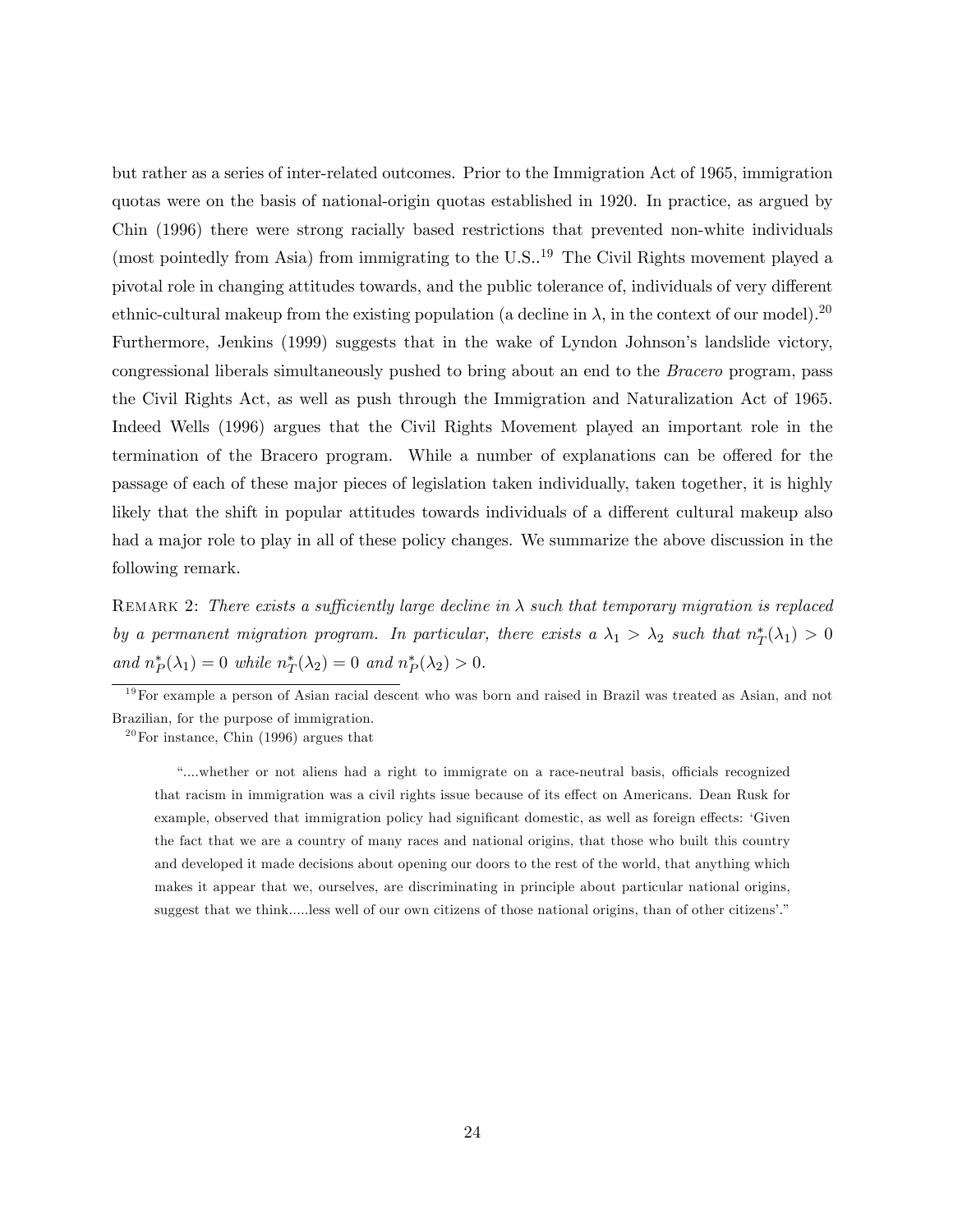but rather as a series of inter-related outcomes. Prior to the Immigration Act of 1965, immigration quotas were on the basis of national-origin quotas established in 1920. In practice, as argued by Chin (1996) there were strong racially based restrictions that prevented non-white individuals (most pointedly from Asia) from immigrating to the U.S..[19] The Civil Rights movement played a pivotal role in changing attitudes towards, and the public tolerance of, individuals of very different ethnic-cultural makeup from the existing population (a decline in $\lambda$, in the context of our model).[20] Furthermore, Jenkins (1999) suggests that in the wake of Lyndon Johnson's landslide victory, congressional liberals simultaneously pushed to bring about an end to the *Bracero* program, pass the Civil Rights Act, as well as push through the Immigration and Naturalization Act of 1965. Indeed Wells (1996) argues that the Civil Rights Movement played an important role in the termination of the Bracero program. While a number of explanations can be offered for the passage of each of these major pieces of legislation taken individually, taken together, it is highly likely that the shift in popular attitudes towards individuals of a different cultural makeup also had a major role to play in all of these policy changes. We summarize the above discussion in the following remark.

REMARK 2: *There exists a sufficiently large decline in $\lambda$ such that temporary migration is replaced by a permanent migration program. In particular, there exists a $\lambda_1 > \lambda_2$ such that $n_T^*(\lambda_1) > 0$ and $n_P^*(\lambda_1) = 0$ while $n_T^*(\lambda_2) = 0$ and $n_P^*(\lambda_2) > 0$.*

[19] For example a person of Asian racial descent who was born and raised in Brazil was treated as Asian, and not Brazilian, for the purpose of immigration.

[20] For instance, Chin (1996) argues that

> "....whether or not aliens had a right to immigrate on a race-neutral basis, officials recognized that racism in immigration was a civil rights issue because of its effect on Americans. Dean Rusk for example, observed that immigration policy had significant domestic, as well as foreign effects: 'Given the fact that we are a country of many races and national origins, that those who built this country and developed it made decisions about opening our doors to the rest of the world, that anything which makes it appear that we, ourselves, are discriminating in principle about particular national origins, suggest that we think.....less well of our own citizens of those national origins, than of other citizens'."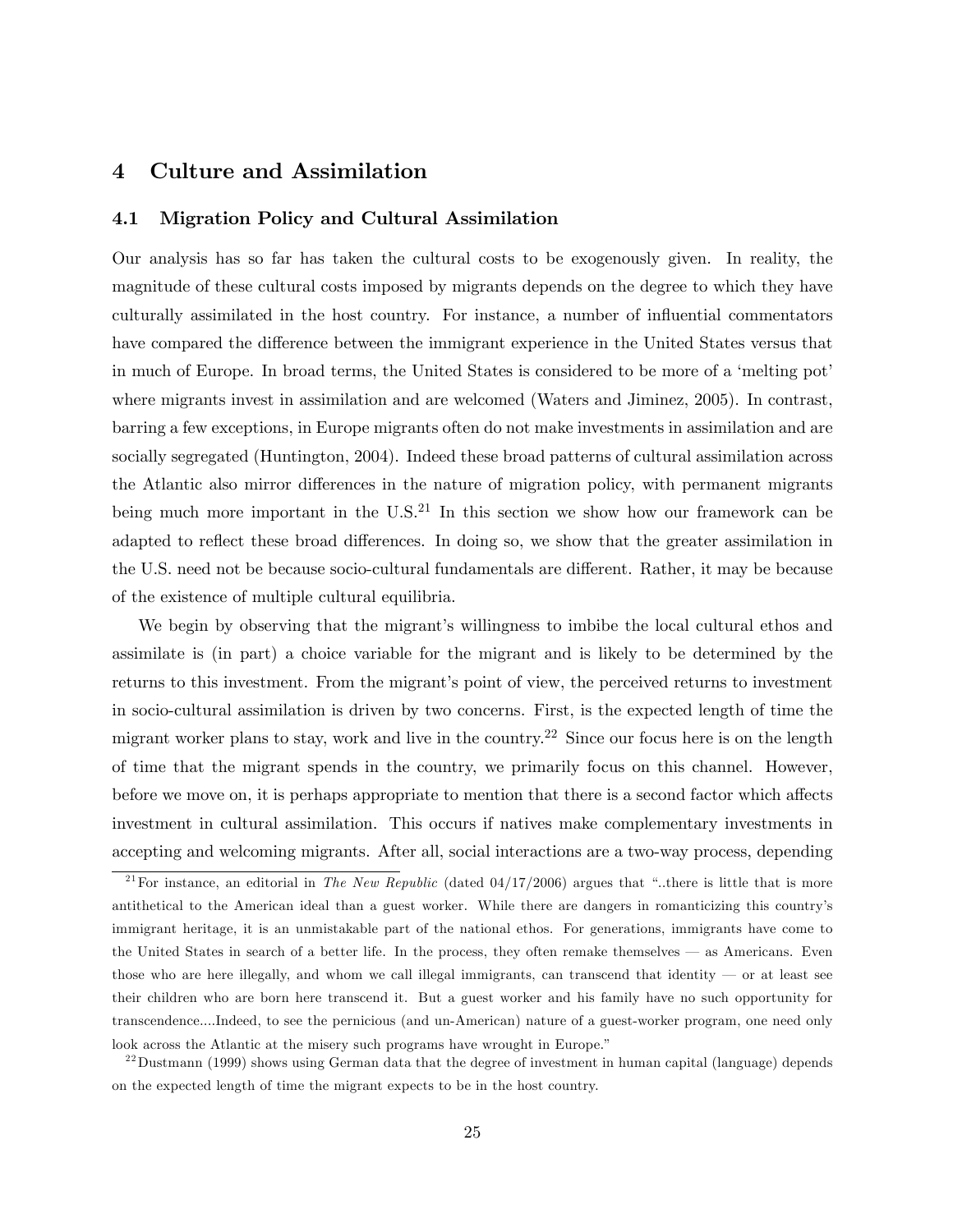## 4 Culture and Assimilation

### 4.1 Migration Policy and Cultural Assimilation

Our analysis has so far has taken the cultural costs to be exogenously given. In reality, the magnitude of these cultural costs imposed by migrants depends on the degree to which they have culturally assimilated in the host country. For instance, a number of influential commentators have compared the difference between the immigrant experience in the United States versus that in much of Europe. In broad terms, the United States is considered to be more of a 'melting pot' where migrants invest in assimilation and are welcomed (Waters and Jiminez, 2005). In contrast, barring a few exceptions, in Europe migrants often do not make investments in assimilation and are socially segregated (Huntington, 2004). Indeed these broad patterns of cultural assimilation across the Atlantic also mirror differences in the nature of migration policy, with permanent migrants being much more important in the U.S.[21] In this section we show how our framework can be adapted to reflect these broad differences. In doing so, we show that the greater assimilation in the U.S. need not be because socio-cultural fundamentals are different. Rather, it may be because of the existence of multiple cultural equilibria.

We begin by observing that the migrant's willingness to imbibe the local cultural ethos and assimilate is (in part) a choice variable for the migrant and is likely to be determined by the returns to this investment. From the migrant's point of view, the perceived returns to investment in socio-cultural assimilation is driven by two concerns. First, is the expected length of time the migrant worker plans to stay, work and live in the country.[22] Since our focus here is on the length of time that the migrant spends in the country, we primarily focus on this channel. However, before we move on, it is perhaps appropriate to mention that there is a second factor which affects investment in cultural assimilation. This occurs if natives make complementary investments in accepting and welcoming migrants. After all, social interactions are a two-way process, depending

[21] For instance, an editorial in *The New Republic* (dated 04/17/2006) argues that "..there is little that is more antithetical to the American ideal than a guest worker. While there are dangers in romanticizing this country's immigrant heritage, it is an unmistakable part of the national ethos. For generations, immigrants have come to the United States in search of a better life. In the process, they often remake themselves — as Americans. Even those who are here illegally, and whom we call illegal immigrants, can transcend that identity — or at least see their children who are born here transcend it. But a guest worker and his family have no such opportunity for transcendence....Indeed, to see the pernicious (and un-American) nature of a guest-worker program, one need only look across the Atlantic at the misery such programs have wrought in Europe."

[22] Dustmann (1999) shows using German data that the degree of investment in human capital (language) depends on the expected length of time the migrant expects to be in the host country.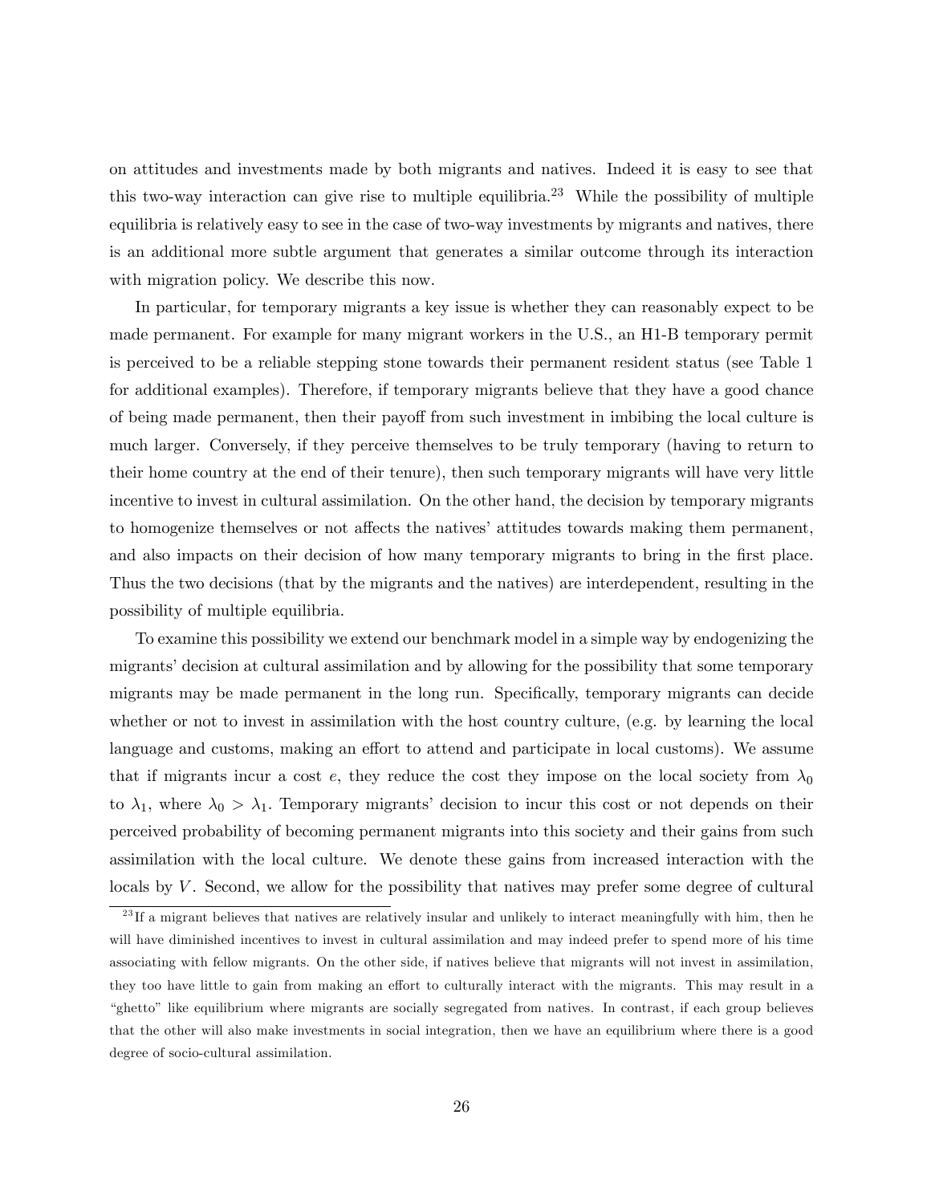on attitudes and investments made by both migrants and natives. Indeed it is easy to see that this two-way interaction can give rise to multiple equilibria.[23] While the possibility of multiple equilibria is relatively easy to see in the case of two-way investments by migrants and natives, there is an additional more subtle argument that generates a similar outcome through its interaction with migration policy. We describe this now.

In particular, for temporary migrants a key issue is whether they can reasonably expect to be made permanent. For example for many migrant workers in the U.S., an H1-B temporary permit is perceived to be a reliable stepping stone towards their permanent resident status (see Table 1 for additional examples). Therefore, if temporary migrants believe that they have a good chance of being made permanent, then their payoff from such investment in imbibing the local culture is much larger. Conversely, if they perceive themselves to be truly temporary (having to return to their home country at the end of their tenure), then such temporary migrants will have very little incentive to invest in cultural assimilation. On the other hand, the decision by temporary migrants to homogenize themselves or not affects the natives' attitudes towards making them permanent, and also impacts on their decision of how many temporary migrants to bring in the first place. Thus the two decisions (that by the migrants and the natives) are interdependent, resulting in the possibility of multiple equilibria.

To examine this possibility we extend our benchmark model in a simple way by endogenizing the migrants' decision at cultural assimilation and by allowing for the possibility that some temporary migrants may be made permanent in the long run. Specifically, temporary migrants can decide whether or not to invest in assimilation with the host country culture, (e.g. by learning the local language and customs, making an effort to attend and participate in local customs). We assume that if migrants incur a cost $e$, they reduce the cost they impose on the local society from $\lambda_0$ to $\lambda_1$, where $\lambda_0 > \lambda_1$. Temporary migrants' decision to incur this cost or not depends on their perceived probability of becoming permanent migrants into this society and their gains from such assimilation with the local culture. We denote these gains from increased interaction with the locals by $V$. Second, we allow for the possibility that natives may prefer some degree of cultural

[23] If a migrant believes that natives are relatively insular and unlikely to interact meaningfully with him, then he will have diminished incentives to invest in cultural assimilation and may indeed prefer to spend more of his time associating with fellow migrants. On the other side, if natives believe that migrants will not invest in assimilation, they too have little to gain from making an effort to culturally interact with the migrants. This may result in a "ghetto" like equilibrium where migrants are socially segregated from natives. In contrast, if each group believes that the other will also make investments in social integration, then we have an equilibrium where there is a good degree of socio-cultural assimilation.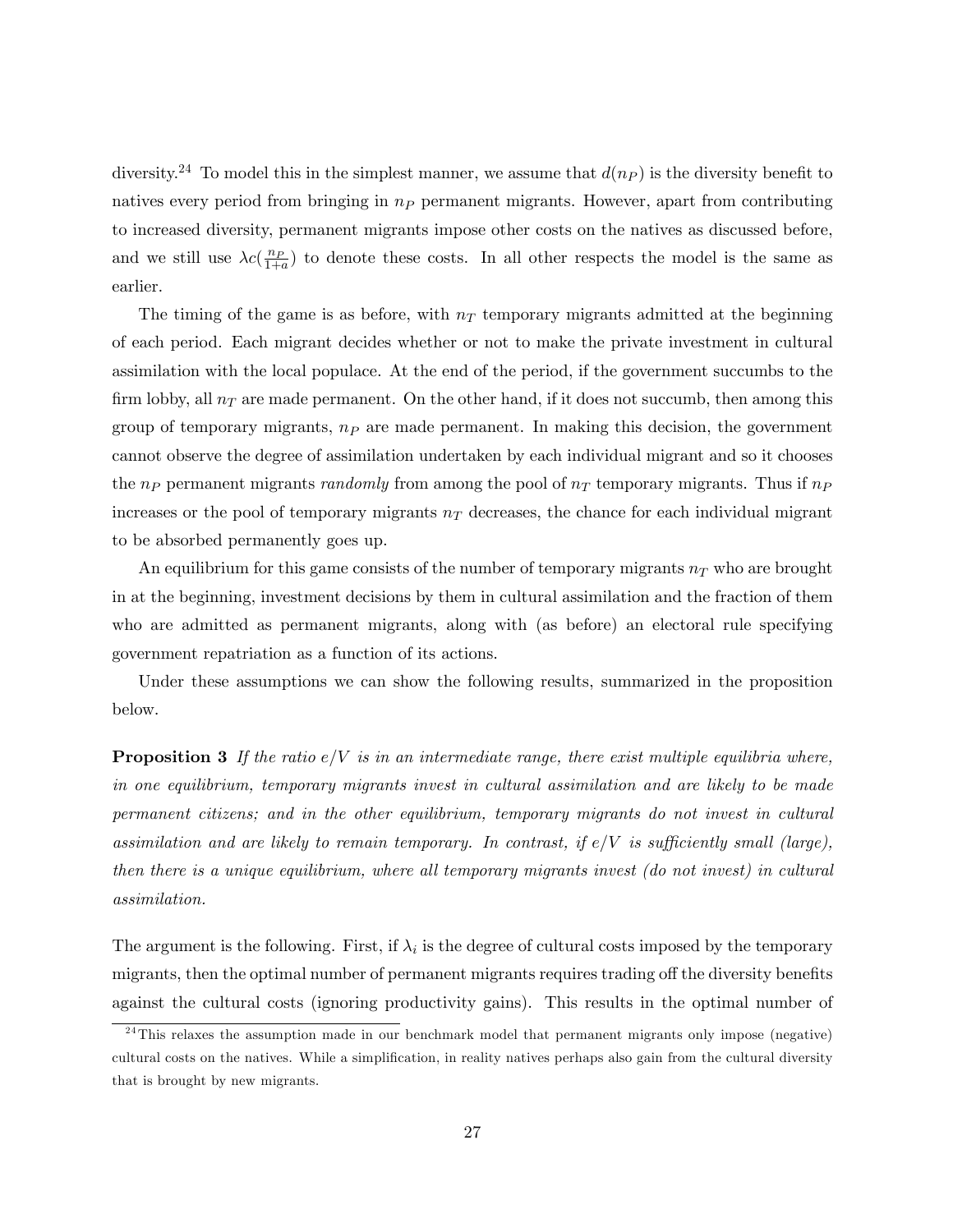diversity.[24] To model this in the simplest manner, we assume that $d(n_P)$ is the diversity benefit to natives every period from bringing in $n_P$ permanent migrants. However, apart from contributing to increased diversity, permanent migrants impose other costs on the natives as discussed before, and we still use $\lambda c(\frac{n_P}{1+a})$ to denote these costs. In all other respects the model is the same as earlier.

The timing of the game is as before, with $n_T$ temporary migrants admitted at the beginning of each period. Each migrant decides whether or not to make the private investment in cultural assimilation with the local populace. At the end of the period, if the government succumbs to the firm lobby, all $n_T$ are made permanent. On the other hand, if it does not succumb, then among this group of temporary migrants, $n_P$ are made permanent. In making this decision, the government cannot observe the degree of assimilation undertaken by each individual migrant and so it chooses the $n_P$ permanent migrants *randomly* from among the pool of $n_T$ temporary migrants. Thus if $n_P$ increases or the pool of temporary migrants $n_T$ decreases, the chance for each individual migrant to be absorbed permanently goes up.

An equilibrium for this game consists of the number of temporary migrants $n_T$ who are brought in at the beginning, investment decisions by them in cultural assimilation and the fraction of them who are admitted as permanent migrants, along with (as before) an electoral rule specifying government repatriation as a function of its actions.

Under these assumptions we can show the following results, summarized in the proposition below.

**Proposition 3** *If the ratio $e/V$ is in an intermediate range, there exist multiple equilibria where, in one equilibrium, temporary migrants invest in cultural assimilation and are likely to be made permanent citizens; and in the other equilibrium, temporary migrants do not invest in cultural assimilation and are likely to remain temporary. In contrast, if $e/V$ is sufficiently small (large), then there is a unique equilibrium, where all temporary migrants invest (do not invest) in cultural assimilation.*

The argument is the following. First, if $\lambda_i$ is the degree of cultural costs imposed by the temporary migrants, then the optimal number of permanent migrants requires trading off the diversity benefits against the cultural costs (ignoring productivity gains). This results in the optimal number of

[24] This relaxes the assumption made in our benchmark model that permanent migrants only impose (negative) cultural costs on the natives. While a simplification, in reality natives perhaps also gain from the cultural diversity that is brought by new migrants.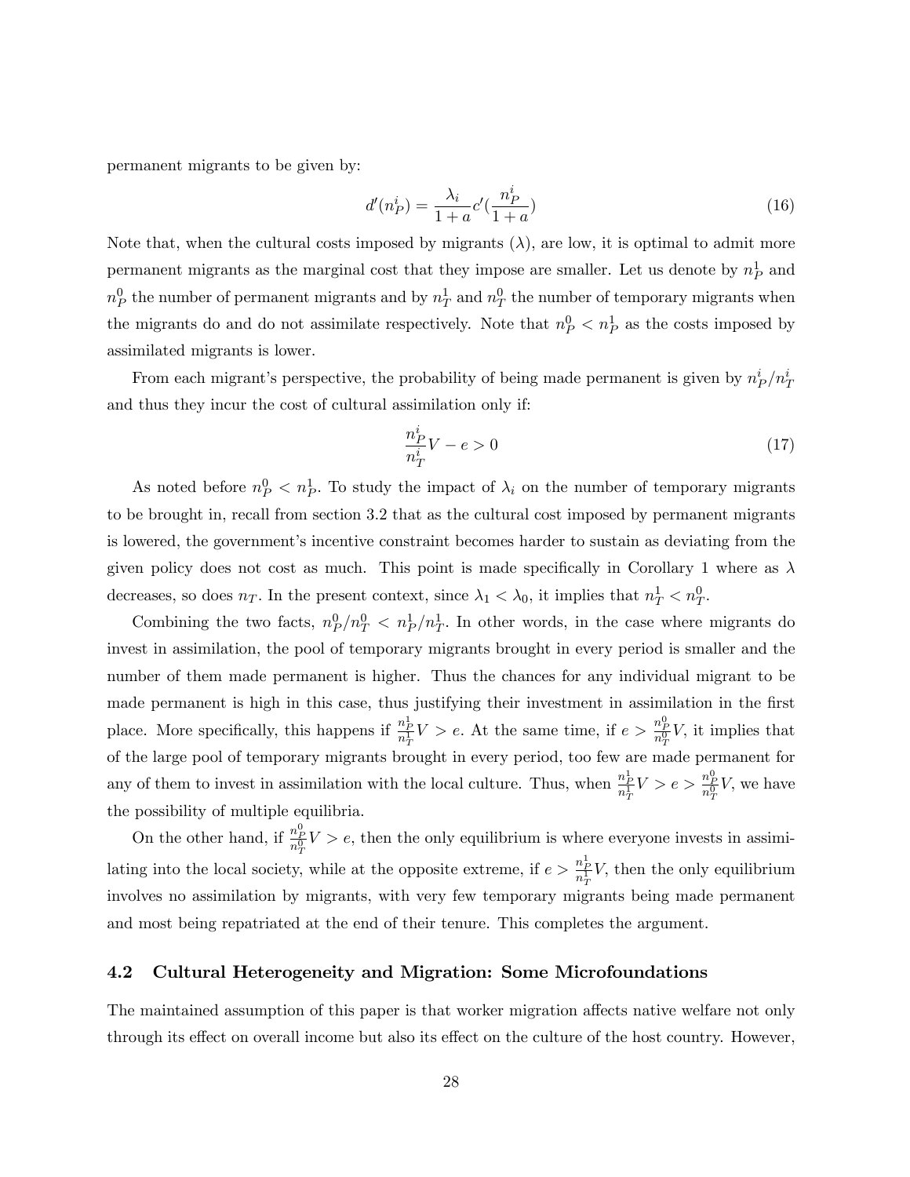permanent migrants to be given by:

$$d'(n_P^i) = \frac{\lambda_i}{1+a} c'(\frac{n_P^i}{1+a}) \tag{16}$$

Note that, when the cultural costs imposed by migrants ($\lambda$), are low, it is optimal to admit more permanent migrants as the marginal cost that they impose are smaller. Let us denote by $n_P^1$ and $n_P^0$ the number of permanent migrants and by $n_T^1$ and $n_T^0$ the number of temporary migrants when the migrants do and do not assimilate respectively. Note that $n_P^0 < n_P^1$ as the costs imposed by assimilated migrants is lower.

From each migrant's perspective, the probability of being made permanent is given by $n_P^i/n_T^i$ and thus they incur the cost of cultural assimilation only if:

$$\frac{n_P^i}{n_T^i} V - e > 0 \tag{17}$$

As noted before $n_P^0 < n_P^1$. To study the impact of $\lambda_i$ on the number of temporary migrants to be brought in, recall from section 3.2 that as the cultural cost imposed by permanent migrants is lowered, the government's incentive constraint becomes harder to sustain as deviating from the given policy does not cost as much. This point is made specifically in Corollary 1 where as $\lambda$ decreases, so does $n_T$. In the present context, since $\lambda_1 < \lambda_0$, it implies that $n_T^1 < n_T^0$.

Combining the two facts, $n_P^0/n_T^0 < n_P^1/n_T^1$. In other words, in the case where migrants do invest in assimilation, the pool of temporary migrants brought in every period is smaller and the number of them made permanent is higher. Thus the chances for any individual migrant to be made permanent is high in this case, thus justifying their investment in assimilation in the first place. More specifically, this happens if $\frac{n_P^1}{n_T^1} V > e$. At the same time, if $e > \frac{n_P^0}{n_T^0} V$, it implies that of the large pool of temporary migrants brought in every period, too few are made permanent for any of them to invest in assimilation with the local culture. Thus, when $\frac{n_P^1}{n_T^1} V > e > \frac{n_P^0}{n_T^0} V$, we have the possibility of multiple equilibria.

On the other hand, if $\frac{n_P^0}{n_T^0} V > e$, then the only equilibrium is where everyone invests in assimilating into the local society, while at the opposite extreme, if $e > \frac{n_P^1}{n_T^1} V$, then the only equilibrium involves no assimilation by migrants, with very few temporary migrants being made permanent and most being repatriated at the end of their tenure. This completes the argument.

## 4.2 Cultural Heterogeneity and Migration: Some Microfoundations

The maintained assumption of this paper is that worker migration affects native welfare not only through its effect on overall income but also its effect on the culture of the host country. However,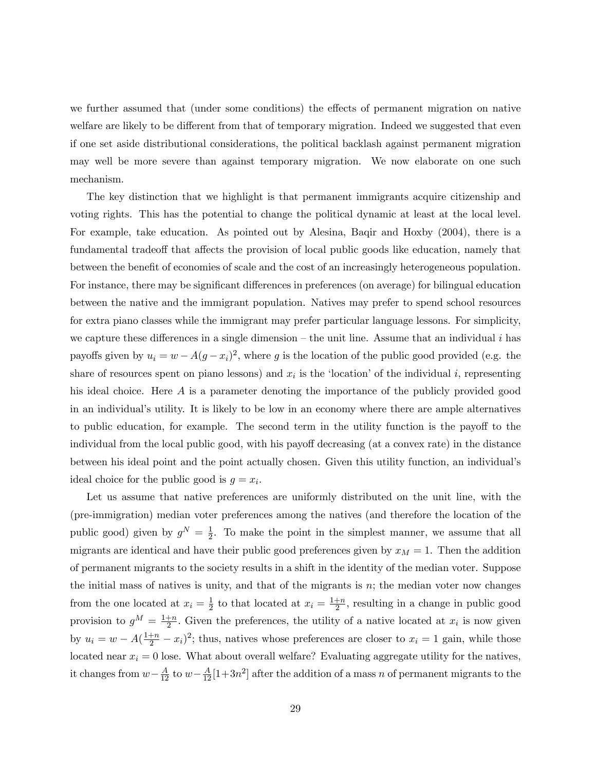we further assumed that (under some conditions) the effects of permanent migration on native welfare are likely to be different from that of temporary migration. Indeed we suggested that even if one set aside distributional considerations, the political backlash against permanent migration may well be more severe than against temporary migration. We now elaborate on one such mechanism.

The key distinction that we highlight is that permanent immigrants acquire citizenship and voting rights. This has the potential to change the political dynamic at least at the local level. For example, take education. As pointed out by Alesina, Baqir and Hoxby (2004), there is a fundamental tradeoff that affects the provision of local public goods like education, namely that between the benefit of economies of scale and the cost of an increasingly heterogeneous population. For instance, there may be significant differences in preferences (on average) for bilingual education between the native and the immigrant population. Natives may prefer to spend school resources for extra piano classes while the immigrant may prefer particular language lessons. For simplicity, we capture these differences in a single dimension – the unit line. Assume that an individual $i$ has payoffs given by $u_i = w - A(g - x_i)^2$, where $g$ is the location of the public good provided (e.g. the share of resources spent on piano lessons) and $x_i$ is the 'location' of the individual $i$, representing his ideal choice. Here $A$ is a parameter denoting the importance of the publicly provided good in an individual's utility. It is likely to be low in an economy where there are ample alternatives to public education, for example. The second term in the utility function is the payoff to the individual from the local public good, with his payoff decreasing (at a convex rate) in the distance between his ideal point and the point actually chosen. Given this utility function, an individual's ideal choice for the public good is $g = x_i$.

Let us assume that native preferences are uniformly distributed on the unit line, with the (pre-immigration) median voter preferences among the natives (and therefore the location of the public good) given by $g^N = \frac{1}{2}$. To make the point in the simplest manner, we assume that all migrants are identical and have their public good preferences given by $x_M = 1$. Then the addition of permanent migrants to the society results in a shift in the identity of the median voter. Suppose the initial mass of natives is unity, and that of the migrants is $n$; the median voter now changes from the one located at $x_i = \frac{1}{2}$ to that located at $x_i = \frac{1+n}{2}$, resulting in a change in public good provision to $g^M = \frac{1+n}{2}$. Given the preferences, the utility of a native located at $x_i$ is now given by $u_i = w - A(\frac{1+n}{2} - x_i)^2$; thus, natives whose preferences are closer to $x_i = 1$ gain, while those located near $x_i = 0$ lose. What about overall welfare? Evaluating aggregate utility for the natives, it changes from $w - \frac{A}{12}$ to $w - \frac{A}{12}[1 + 3n^2]$ after the addition of a mass $n$ of permanent migrants to the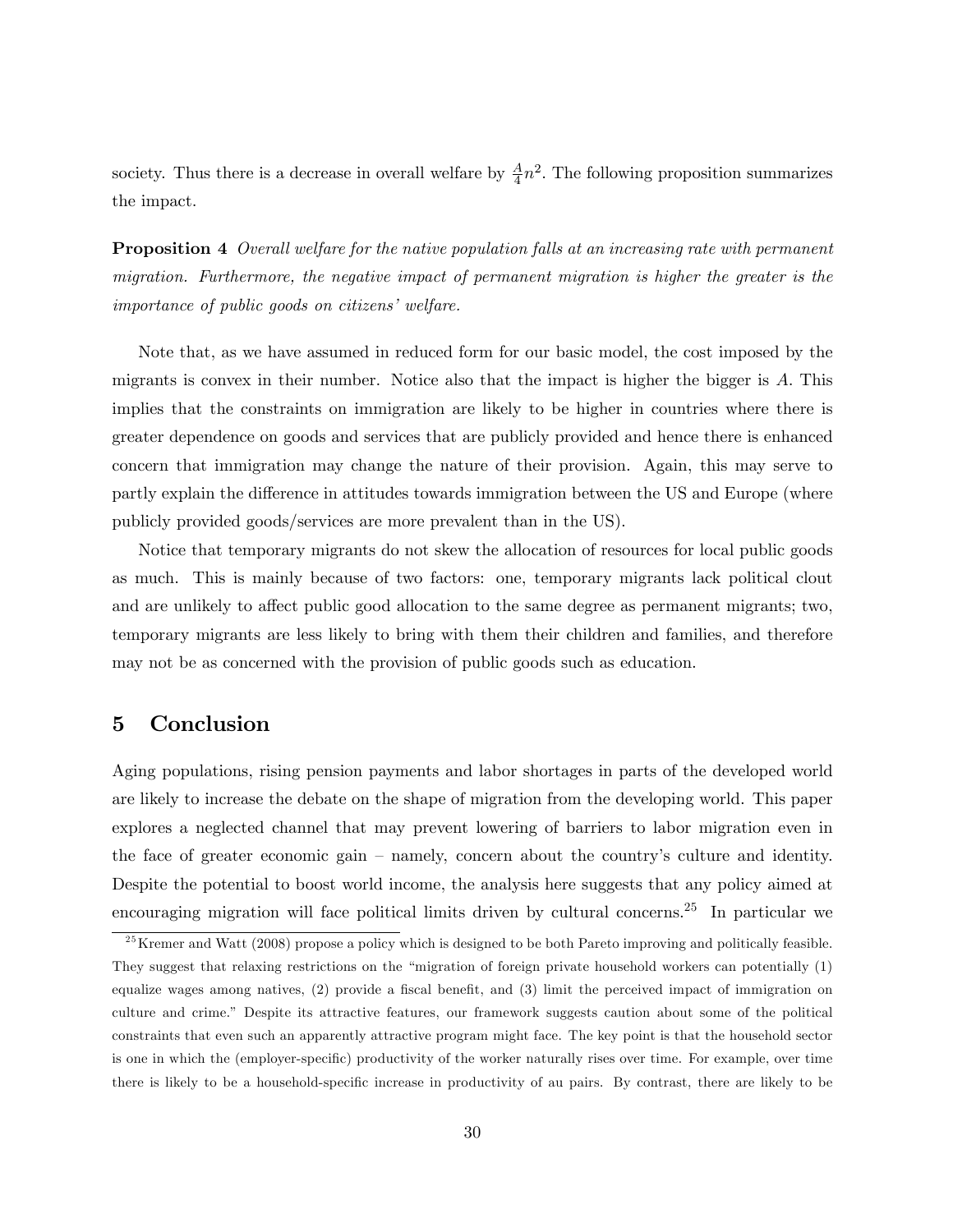society. Thus there is a decrease in overall welfare by $\frac{A}{4}n^2$. The following proposition summarizes the impact.

**Proposition 4** *Overall welfare for the native population falls at an increasing rate with permanent migration. Furthermore, the negative impact of permanent migration is higher the greater is the importance of public goods on citizens' welfare.*

Note that, as we have assumed in reduced form for our basic model, the cost imposed by the migrants is convex in their number. Notice also that the impact is higher the bigger is $A$. This implies that the constraints on immigration are likely to be higher in countries where there is greater dependence on goods and services that are publicly provided and hence there is enhanced concern that immigration may change the nature of their provision. Again, this may serve to partly explain the difference in attitudes towards immigration between the US and Europe (where publicly provided goods/services are more prevalent than in the US).

Notice that temporary migrants do not skew the allocation of resources for local public goods as much. This is mainly because of two factors: one, temporary migrants lack political clout and are unlikely to affect public good allocation to the same degree as permanent migrants; two, temporary migrants are less likely to bring with them their children and families, and therefore may not be as concerned with the provision of public goods such as education.

## 5 Conclusion

Aging populations, rising pension payments and labor shortages in parts of the developed world are likely to increase the debate on the shape of migration from the developing world. This paper explores a neglected channel that may prevent lowering of barriers to labor migration even in the face of greater economic gain – namely, concern about the country's culture and identity. Despite the potential to boost world income, the analysis here suggests that any policy aimed at encouraging migration will face political limits driven by cultural concerns.[25] In particular we

[25] Kremer and Watt (2008) propose a policy which is designed to be both Pareto improving and politically feasible. They suggest that relaxing restrictions on the "migration of foreign private household workers can potentially (1) equalize wages among natives, (2) provide a fiscal benefit, and (3) limit the perceived impact of immigration on culture and crime." Despite its attractive features, our framework suggests caution about some of the political constraints that even such an apparently attractive program might face. The key point is that the household sector is one in which the (employer-specific) productivity of the worker naturally rises over time. For example, over time there is likely to be a household-specific increase in productivity of au pairs. By contrast, there are likely to be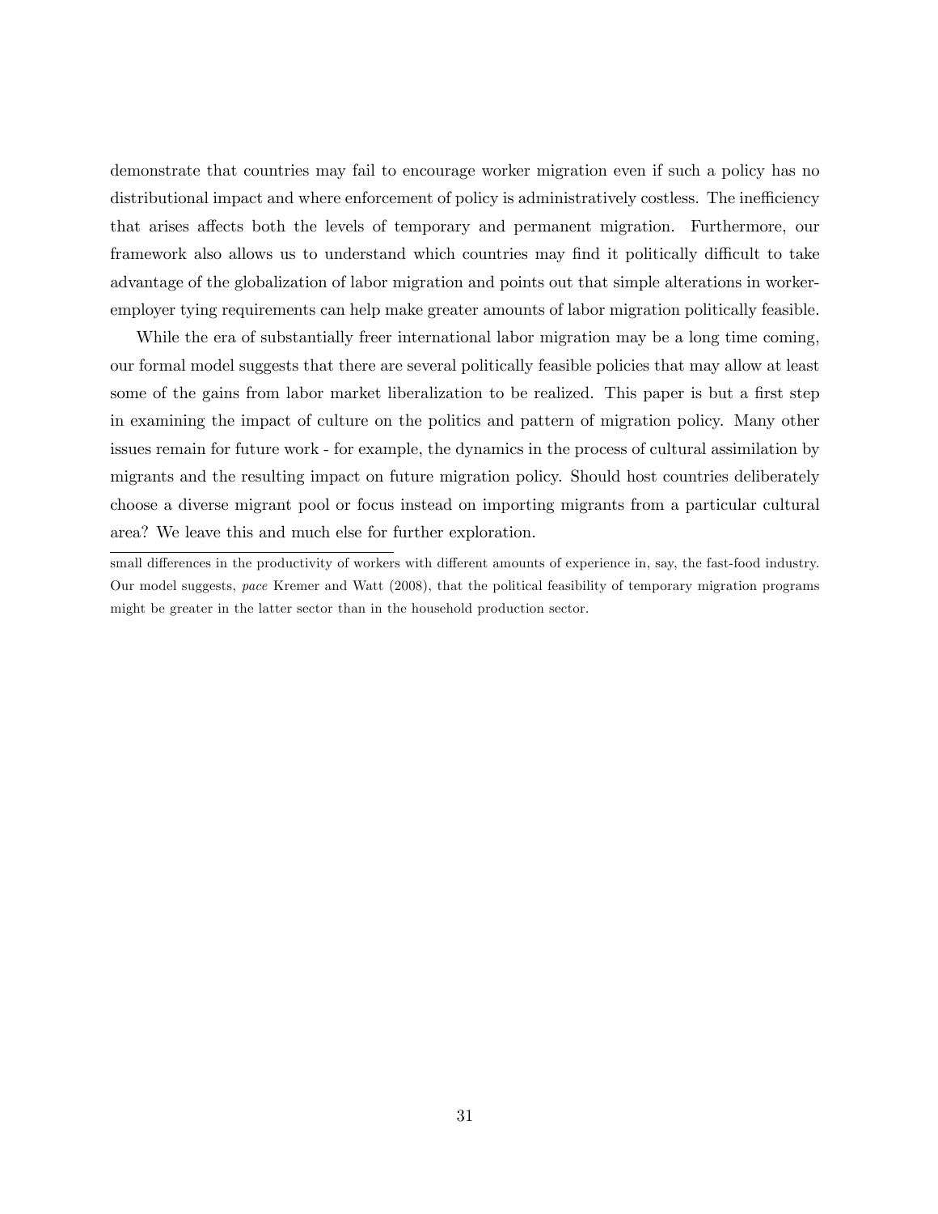demonstrate that countries may fail to encourage worker migration even if such a policy has no distributional impact and where enforcement of policy is administratively costless. The inefficiency that arises affects both the levels of temporary and permanent migration. Furthermore, our framework also allows us to understand which countries may find it politically difficult to take advantage of the globalization of labor migration and points out that simple alterations in worker-employer tying requirements can help make greater amounts of labor migration politically feasible.

While the era of substantially freer international labor migration may be a long time coming, our formal model suggests that there are several politically feasible policies that may allow at least some of the gains from labor market liberalization to be realized. This paper is but a first step in examining the impact of culture on the politics and pattern of migration policy. Many other issues remain for future work - for example, the dynamics in the process of cultural assimilation by migrants and the resulting impact on future migration policy. Should host countries deliberately choose a diverse migrant pool or focus instead on importing migrants from a particular cultural area? We leave this and much else for further exploration.

---

small differences in the productivity of workers with different amounts of experience in, say, the fast-food industry. Our model suggests, *pace* Kremer and Watt (2008), that the political feasibility of temporary migration programs might be greater in the latter sector than in the household production sector.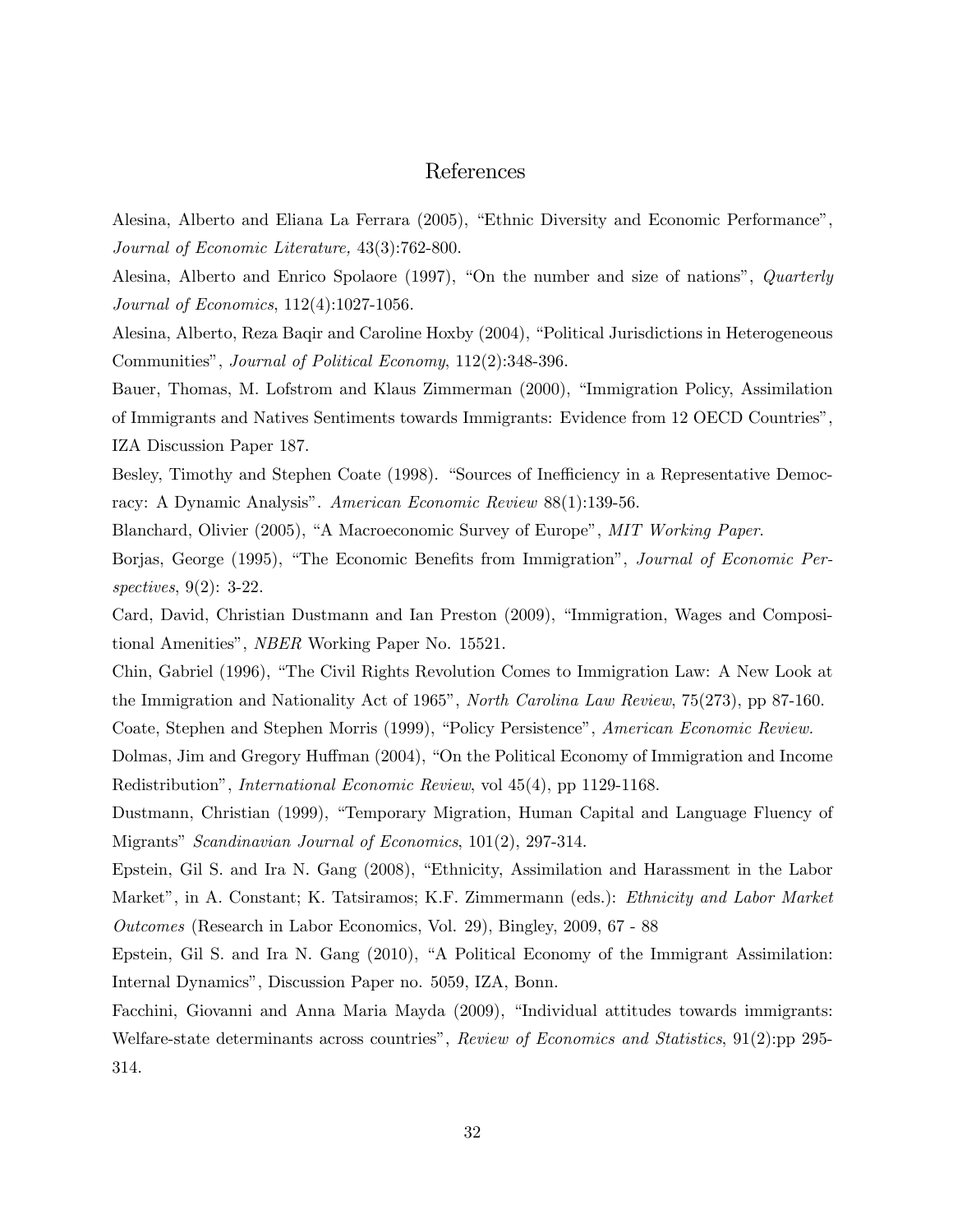# References

Alesina, Alberto and Eliana La Ferrara (2005), "Ethnic Diversity and Economic Performance", *Journal of Economic Literature,* 43(3):762-800.

Alesina, Alberto and Enrico Spolaore (1997), "On the number and size of nations", *Quarterly Journal of Economics*, 112(4):1027-1056.

Alesina, Alberto, Reza Baqir and Caroline Hoxby (2004), "Political Jurisdictions in Heterogeneous Communities", *Journal of Political Economy*, 112(2):348-396.

Bauer, Thomas, M. Lofstrom and Klaus Zimmerman (2000), "Immigration Policy, Assimilation of Immigrants and Natives Sentiments towards Immigrants: Evidence from 12 OECD Countries", IZA Discussion Paper 187.

Besley, Timothy and Stephen Coate (1998). "Sources of Inefficiency in a Representative Democracy: A Dynamic Analysis". *American Economic Review* 88(1):139-56.

Blanchard, Olivier (2005), "A Macroeconomic Survey of Europe", *MIT Working Paper*.

Borjas, George (1995), "The Economic Benefits from Immigration", *Journal of Economic Perspectives*, 9(2): 3-22.

Card, David, Christian Dustmann and Ian Preston (2009), "Immigration, Wages and Compositional Amenities", *NBER* Working Paper No. 15521.

Chin, Gabriel (1996), "The Civil Rights Revolution Comes to Immigration Law: A New Look at the Immigration and Nationality Act of 1965", *North Carolina Law Review*, 75(273), pp 87-160.

Coate, Stephen and Stephen Morris (1999), "Policy Persistence", *American Economic Review*.

Dolmas, Jim and Gregory Huffman (2004), "On the Political Economy of Immigration and Income Redistribution", *International Economic Review*, vol 45(4), pp 1129-1168.

Dustmann, Christian (1999), "Temporary Migration, Human Capital and Language Fluency of Migrants" *Scandinavian Journal of Economics*, 101(2), 297-314.

Epstein, Gil S. and Ira N. Gang (2008), "Ethnicity, Assimilation and Harassment in the Labor Market", in A. Constant; K. Tatsiramos; K.F. Zimmermann (eds.): *Ethnicity and Labor Market Outcomes* (Research in Labor Economics, Vol. 29), Bingley, 2009, 67 - 88

Epstein, Gil S. and Ira N. Gang (2010), "A Political Economy of the Immigrant Assimilation: Internal Dynamics", Discussion Paper no. 5059, IZA, Bonn.

Facchini, Giovanni and Anna Maria Mayda (2009), "Individual attitudes towards immigrants: Welfare-state determinants across countries", *Review of Economics and Statistics*, 91(2):pp 295-314.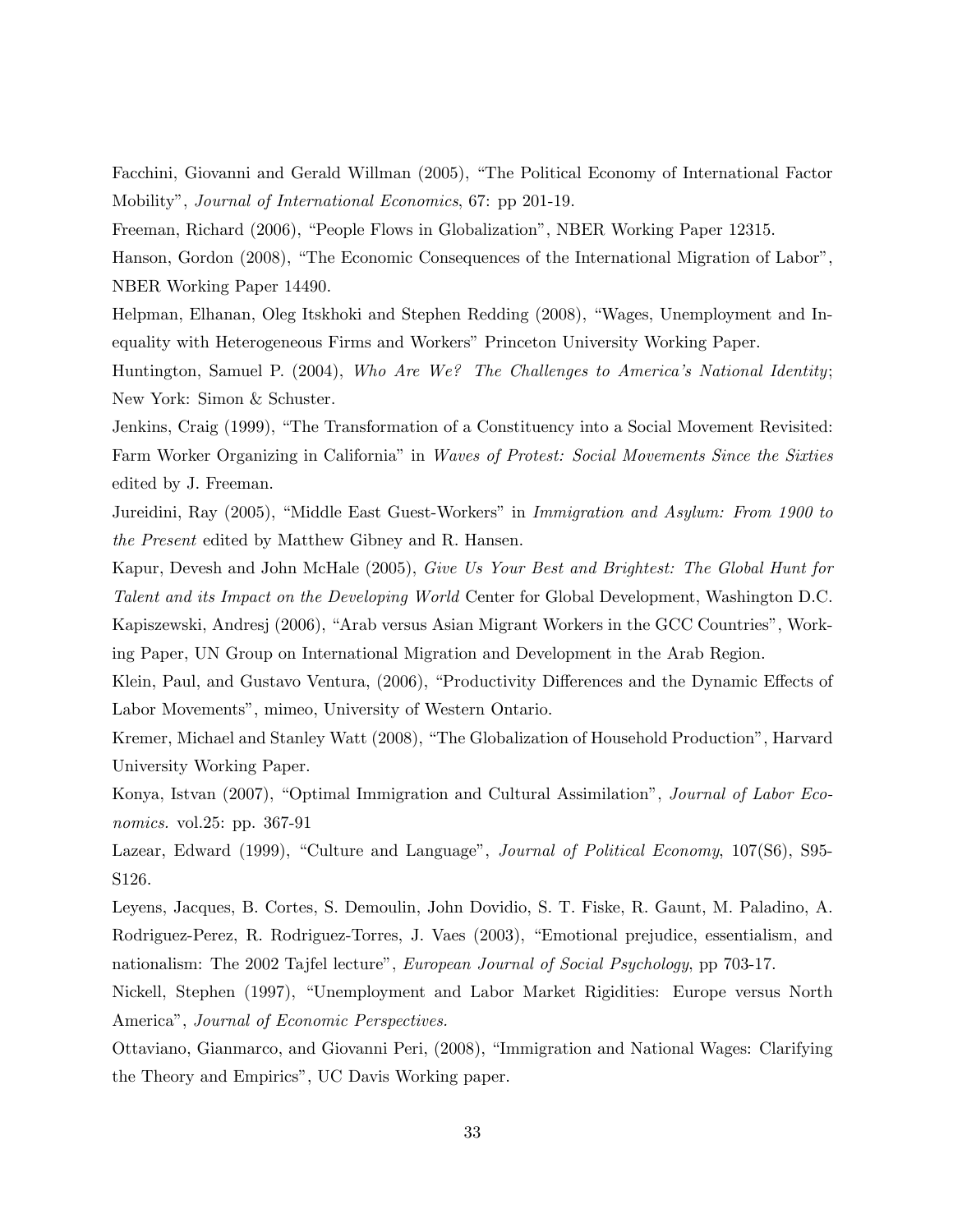Facchini, Giovanni and Gerald Willman (2005), "The Political Economy of International Factor Mobility", *Journal of International Economics*, 67: pp 201-19.

Freeman, Richard (2006), "People Flows in Globalization", NBER Working Paper 12315.

Hanson, Gordon (2008), "The Economic Consequences of the International Migration of Labor", NBER Working Paper 14490.

Helpman, Elhanan, Oleg Itskhoki and Stephen Redding (2008), "Wages, Unemployment and Inequality with Heterogeneous Firms and Workers" Princeton University Working Paper.

Huntington, Samuel P. (2004), *Who Are We? The Challenges to America's National Identity*; New York: Simon & Schuster.

Jenkins, Craig (1999), "The Transformation of a Constituency into a Social Movement Revisited: Farm Worker Organizing in California" in *Waves of Protest: Social Movements Since the Sixties* edited by J. Freeman.

Jureidini, Ray (2005), "Middle East Guest-Workers" in *Immigration and Asylum: From 1900 to the Present* edited by Matthew Gibney and R. Hansen.

Kapur, Devesh and John McHale (2005), *Give Us Your Best and Brightest: The Global Hunt for Talent and its Impact on the Developing World* Center for Global Development, Washington D.C.

Kapiszewski, Andresj (2006), "Arab versus Asian Migrant Workers in the GCC Countries", Working Paper, UN Group on International Migration and Development in the Arab Region.

Klein, Paul, and Gustavo Ventura, (2006), "Productivity Differences and the Dynamic Effects of Labor Movements", mimeo, University of Western Ontario.

Kremer, Michael and Stanley Watt (2008), "The Globalization of Household Production", Harvard University Working Paper.

Konya, Istvan (2007), "Optimal Immigration and Cultural Assimilation", *Journal of Labor Economics.* vol.25: pp. 367-91

Lazear, Edward (1999), "Culture and Language", *Journal of Political Economy*, 107(S6), S95-S126.

Leyens, Jacques, B. Cortes, S. Demoulin, John Dovidio, S. T. Fiske, R. Gaunt, M. Paladino, A. Rodriguez-Perez, R. Rodriguez-Torres, J. Vaes (2003), "Emotional prejudice, essentialism, and nationalism: The 2002 Tajfel lecture", *European Journal of Social Psychology*, pp 703-17.

Nickell, Stephen (1997), "Unemployment and Labor Market Rigidities: Europe versus North America", *Journal of Economic Perspectives.*

Ottaviano, Gianmarco, and Giovanni Peri, (2008), "Immigration and National Wages: Clarifying the Theory and Empirics", UC Davis Working paper.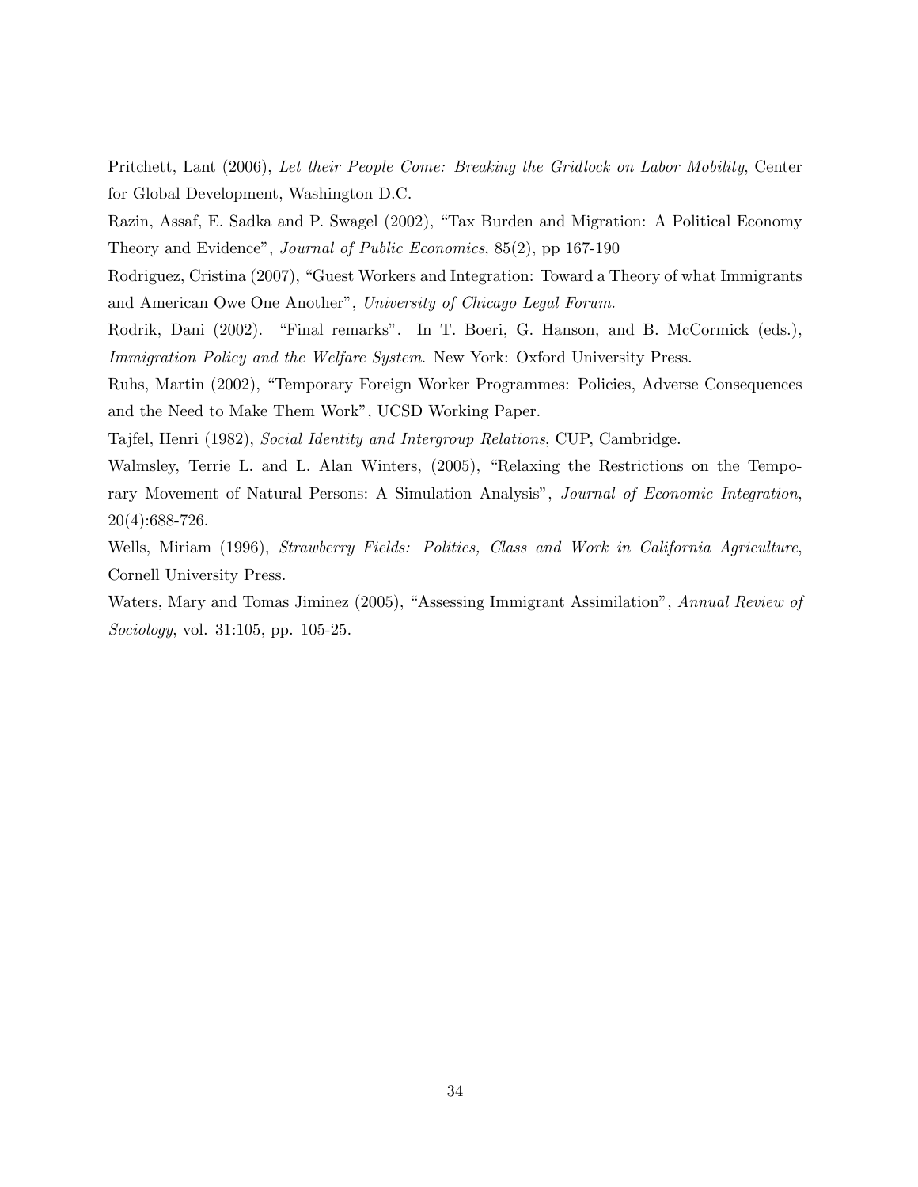Pritchett, Lant (2006), *Let their People Come: Breaking the Gridlock on Labor Mobility*, Center for Global Development, Washington D.C.

Razin, Assaf, E. Sadka and P. Swagel (2002), "Tax Burden and Migration: A Political Economy Theory and Evidence", *Journal of Public Economics*, 85(2), pp 167-190

Rodriguez, Cristina (2007), "Guest Workers and Integration: Toward a Theory of what Immigrants and American Owe One Another", *University of Chicago Legal Forum*.

Rodrik, Dani (2002). "Final remarks". In T. Boeri, G. Hanson, and B. McCormick (eds.), *Immigration Policy and the Welfare System*. New York: Oxford University Press.

Ruhs, Martin (2002), "Temporary Foreign Worker Programmes: Policies, Adverse Consequences and the Need to Make Them Work", UCSD Working Paper.

Tajfel, Henri (1982), *Social Identity and Intergroup Relations*, CUP, Cambridge.

Walmsley, Terrie L. and L. Alan Winters, (2005), "Relaxing the Restrictions on the Temporary Movement of Natural Persons: A Simulation Analysis", *Journal of Economic Integration*, 20(4):688-726.

Wells, Miriam (1996), *Strawberry Fields: Politics, Class and Work in California Agriculture*, Cornell University Press.

Waters, Mary and Tomas Jiminez (2005), "Assessing Immigrant Assimilation", *Annual Review of Sociology*, vol. 31:105, pp. 105-25.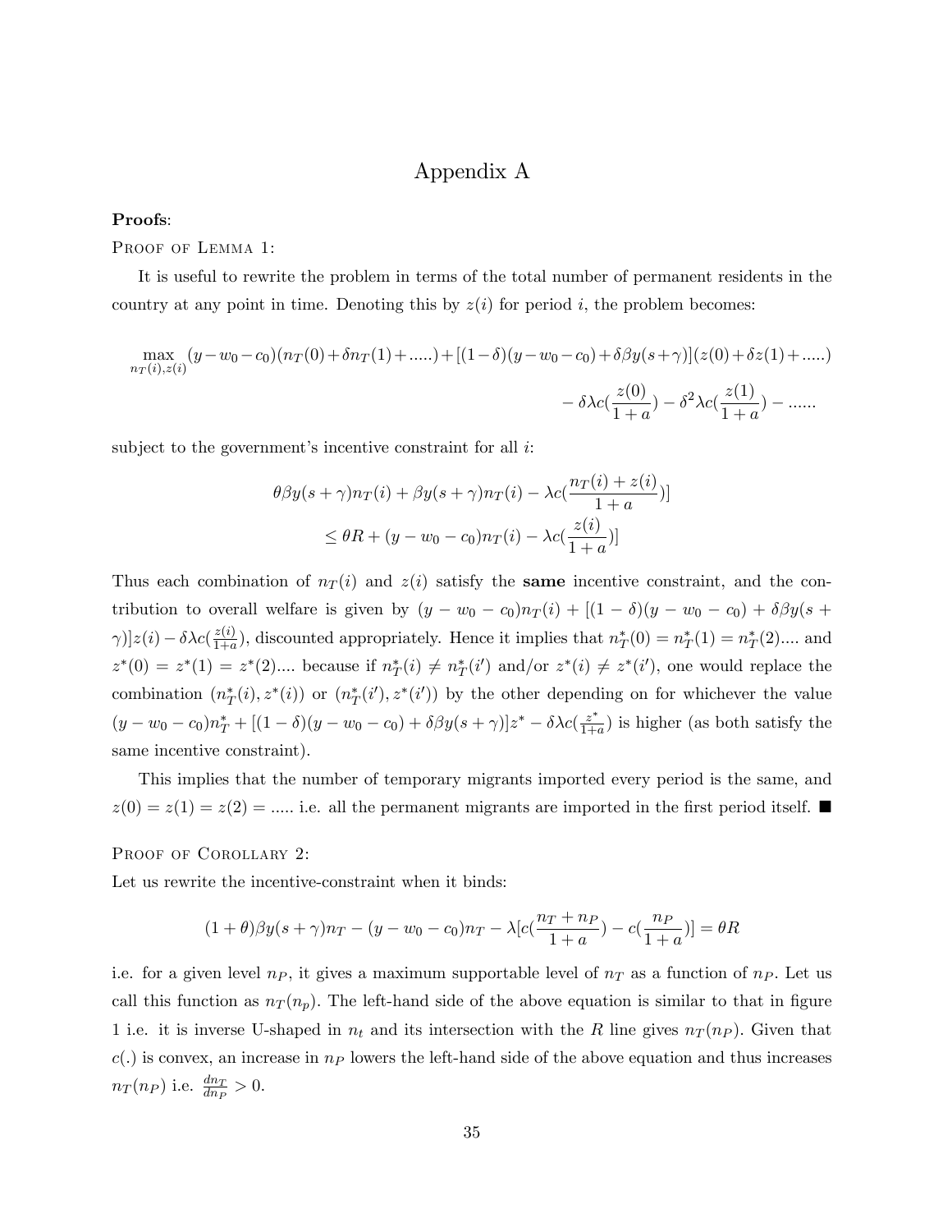# Appendix A

**Proofs**:

PROOF OF LEMMA 1:

It is useful to rewrite the problem in terms of the total number of permanent residents in the country at any point in time. Denoting this by $z(i)$ for period $i$, the problem becomes:

$$\max_{n_T(i),z(i)} (y-w_0-c_0)(n_T(0)+\delta n_T(1)+.....)+[(1-\delta)(y-w_0-c_0)+\delta\beta y(s+\gamma)](z(0)+\delta z(1)+.....)$$
$$-\delta\lambda c(\frac{z(0)}{1+a})-\delta^2\lambda c(\frac{z(1)}{1+a})-......$$

subject to the government's incentive constraint for all $i$:

$$\theta\beta y(s+\gamma)n_T(i)+\beta y(s+\gamma)n_T(i)-\lambda c(\frac{n_T(i)+z(i)}{1+a})]$$
$$\leq \theta R+(y-w_0-c_0)n_T(i)-\lambda c(\frac{z(i)}{1+a})]$$

Thus each combination of $n_T(i)$ and $z(i)$ satisfy the **same** incentive constraint, and the contribution to overall welfare is given by $(y-w_0-c_0)n_T(i)+[(1-\delta)(y-w_0-c_0)+\delta\beta y(s+\gamma)]z(i)-\delta\lambda c(\frac{z(i)}{1+a})$, discounted appropriately. Hence it implies that $n_T^*(0)=n_T^*(1)=n_T^*(2)....$ and $z^*(0)=z^*(1)=z^*(2)....$ because if $n_T^*(i)\neq n_T^*(i')$ and/or $z^*(i)\neq z^*(i')$, one would replace the combination $(n_T^*(i),z^*(i))$ or $(n_T^*(i'),z^*(i'))$ by the other depending on for whichever the value $(y-w_0-c_0)n_T^*+[(1-\delta)(y-w_0-c_0)+\delta\beta y(s+\gamma)]z^*-\delta\lambda c(\frac{z^*}{1+a})$ is higher (as both satisfy the same incentive constraint).

This implies that the number of temporary migrants imported every period is the same, and $z(0)=z(1)=z(2)=.....$ i.e. all the permanent migrants are imported in the first period itself. ■

PROOF OF COROLLARY 2:

Let us rewrite the incentive-constraint when it binds:

$$(1+\theta)\beta y(s+\gamma)n_T-(y-w_0-c_0)n_T-\lambda[c(\frac{n_T+n_P}{1+a})-c(\frac{n_P}{1+a})]=\theta R$$

i.e. for a given level $n_P$, it gives a maximum supportable level of $n_T$ as a function of $n_P$. Let us call this function as $n_T(n_p)$. The left-hand side of the above equation is similar to that in figure 1 i.e. it is inverse U-shaped in $n_t$ and its intersection with the $R$ line gives $n_T(n_P)$. Given that $c(.)$ is convex, an increase in $n_P$ lowers the left-hand side of the above equation and thus increases $n_T(n_P)$ i.e. $\frac{dn_T}{dn_P}>0$.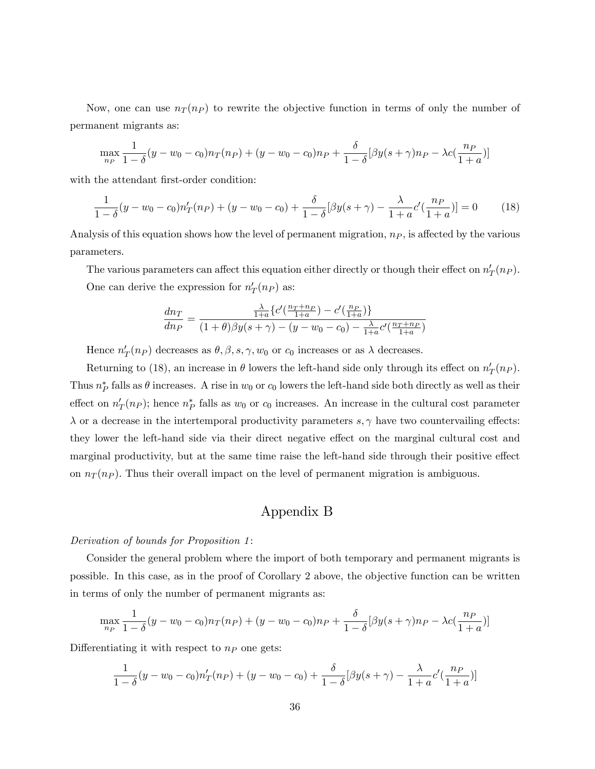Now, one can use $n_T(n_P)$ to rewrite the objective function in terms of only the number of permanent migrants as:

$$\max_{n_P} \frac{1}{1-\delta}(y - w_0 - c_0)n_T(n_P) + (y - w_0 - c_0)n_P + \frac{\delta}{1-\delta}[\beta y(s+\gamma)n_P - \lambda c(\frac{n_P}{1+a})]$$

with the attendant first-order condition:

$$\frac{1}{1-\delta}(y - w_0 - c_0)n_T'(n_P) + (y - w_0 - c_0) + \frac{\delta}{1-\delta}[\beta y(s+\gamma) - \frac{\lambda}{1+a}c'(\frac{n_P}{1+a})] = 0 \tag{18}$$

Analysis of this equation shows how the level of permanent migration, $n_P$, is affected by the various parameters.

The various parameters can affect this equation either directly or though their effect on $n_T'(n_P)$. One can derive the expression for $n_T'(n_P)$ as:

$$\frac{dn_T}{dn_P} = \frac{\frac{\lambda}{1+a}\{c'(\frac{n_T+n_P}{1+a}) - c'(\frac{n_P}{1+a})\}}{(1+\theta)\beta y(s+\gamma) - (y - w_0 - c_0) - \frac{\lambda}{1+a}c'(\frac{n_T+n_P}{1+a})}$$

Hence $n_T'(n_P)$ decreases as $\theta, \beta, s, \gamma, w_0$ or $c_0$ increases or as $\lambda$ decreases.

Returning to (18), an increase in $\theta$ lowers the left-hand side only through its effect on $n_T'(n_P)$. Thus $n_P^*$ falls as $\theta$ increases. A rise in $w_0$ or $c_0$ lowers the left-hand side both directly as well as their effect on $n_T'(n_P)$; hence $n_P^*$ falls as $w_0$ or $c_0$ increases. An increase in the cultural cost parameter $\lambda$ or a decrease in the intertemporal productivity parameters $s, \gamma$ have two countervailing effects: they lower the left-hand side via their direct negative effect on the marginal cultural cost and marginal productivity, but at the same time raise the left-hand side through their positive effect on $n_T(n_P)$. Thus their overall impact on the level of permanent migration is ambiguous.

# Appendix B

*Derivation of bounds for Proposition 1*:

Consider the general problem where the import of both temporary and permanent migrants is possible. In this case, as in the proof of Corollary 2 above, the objective function can be written in terms of only the number of permanent migrants as:

$$\max_{n_P} \frac{1}{1-\delta}(y - w_0 - c_0)n_T(n_P) + (y - w_0 - c_0)n_P + \frac{\delta}{1-\delta}[\beta y(s+\gamma)n_P - \lambda c(\frac{n_P}{1+a})]$$

Differentiating it with respect to $n_P$ one gets:

$$\frac{1}{1-\delta}(y - w_0 - c_0)n_T'(n_P) + (y - w_0 - c_0) + \frac{\delta}{1-\delta}[\beta y(s+\gamma) - \frac{\lambda}{1+a}c'(\frac{n_P}{1+a})]$$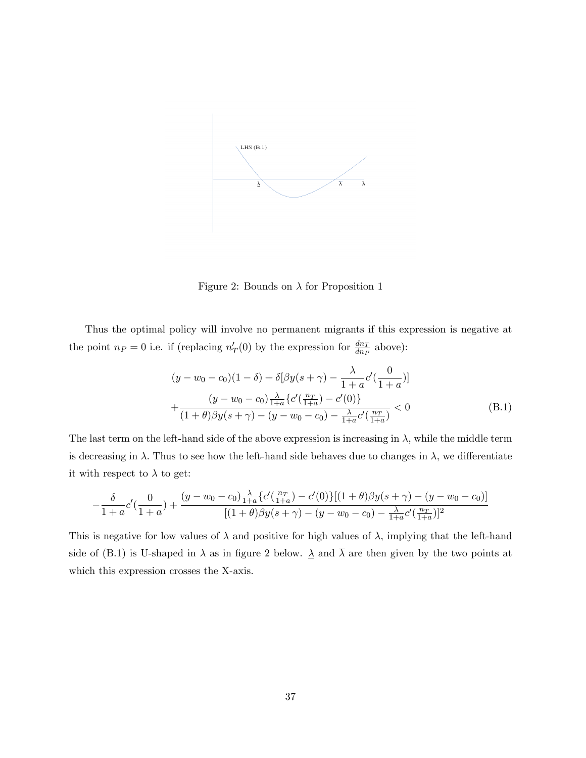Figure 2: Bounds on $\lambda$ for Proposition 1

Thus the optimal policy will involve no permanent migrants if this expression is negative at the point $n_P = 0$ i.e. if (replacing $n_T'(0)$ by the expression for $\frac{dn_T}{dn_P}$ above):

$$
\begin{aligned}
&(y - w_0 - c_0)(1-\delta) + \delta[\beta y(s+\gamma) - \frac{\lambda}{1+a}c'(\frac{0}{1+a})] \\
&+ \frac{(y - w_0 - c_0)\frac{\lambda}{1+a}\{c'(\frac{n_T}{1+a}) - c'(0)\}}{(1+\theta)\beta y(s+\gamma) - (y - w_0 - c_0) - \frac{\lambda}{1+a}c'(\frac{n_T}{1+a})} < 0
\end{aligned}
\tag{B.1}
$$

The last term on the left-hand side of the above expression is increasing in $\lambda$, while the middle term is decreasing in $\lambda$. Thus to see how the left-hand side behaves due to changes in $\lambda$, we differentiate it with respect to $\lambda$ to get:

$$
-\frac{\delta}{1+a}c'(\frac{0}{1+a}) + \frac{(y - w_0 - c_0)\frac{\lambda}{1+a}\{c'(\frac{n_T}{1+a}) - c'(0)\}[(1+\theta)\beta y(s+\gamma) - (y - w_0 - c_0)]}{[(1+\theta)\beta y(s+\gamma) - (y - w_0 - c_0) - \frac{\lambda}{1+a}c'(\frac{n_T}{1+a})]^2}
$$

This is negative for low values of $\lambda$ and positive for high values of $\lambda$, implying that the left-hand side of (B.1) is U-shaped in $\lambda$ as in figure 2 below. $\underline{\lambda}$ and $\overline{\lambda}$ are then given by the two points at which this expression crosses the X-axis.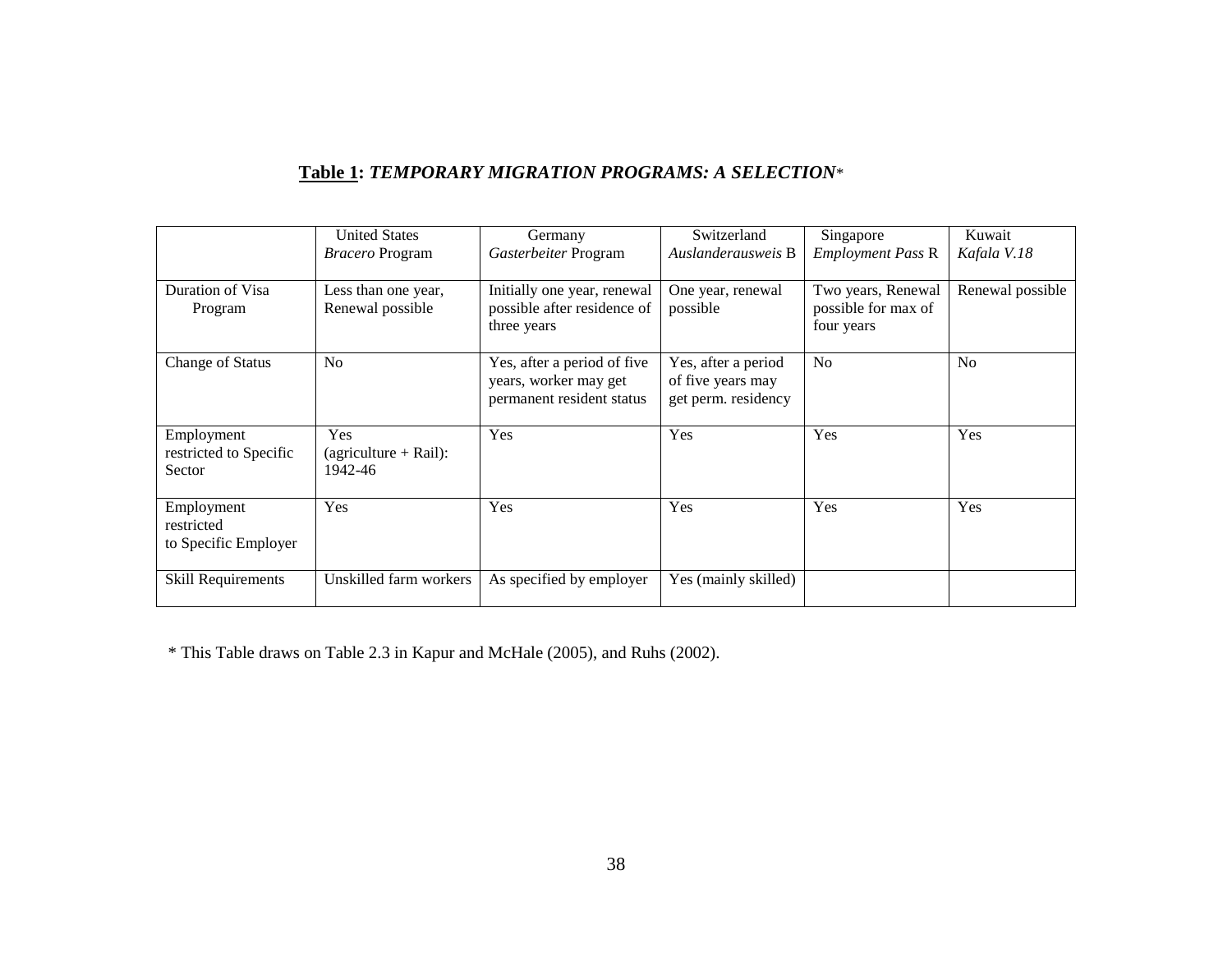**Table 1:** ***TEMPORARY MIGRATION PROGRAMS: A SELECTION****

| | United States *Bracero* Program | Germany *Gasterbeiter* Program | Switzerland *Auslanderausweis* B | Singapore *Employment Pass* R | Kuwait *Kafala V.18* |
|---|---|---|---|---|---|
| Duration of Visa Program | Less than one year, Renewal possible | Initially one year, renewal possible after residence of three years | One year, renewal possible | Two years, Renewal possible for max of four years | Renewal possible |
| Change of Status | No | Yes, after a period of five years, worker may get permanent resident status | Yes, after a period of five years may get perm. residency | No | No |
| Employment restricted to Specific Sector | Yes (agriculture + Rail): 1942-46 | Yes | Yes | Yes | Yes |
| Employment restricted to Specific Employer | Yes | Yes | Yes | Yes | Yes |
| Skill Requirements | Unskilled farm workers | As specified by employer | Yes (mainly skilled) | | |

* This Table draws on Table 2.3 in Kapur and McHale (2005), and Ruhs (2002).